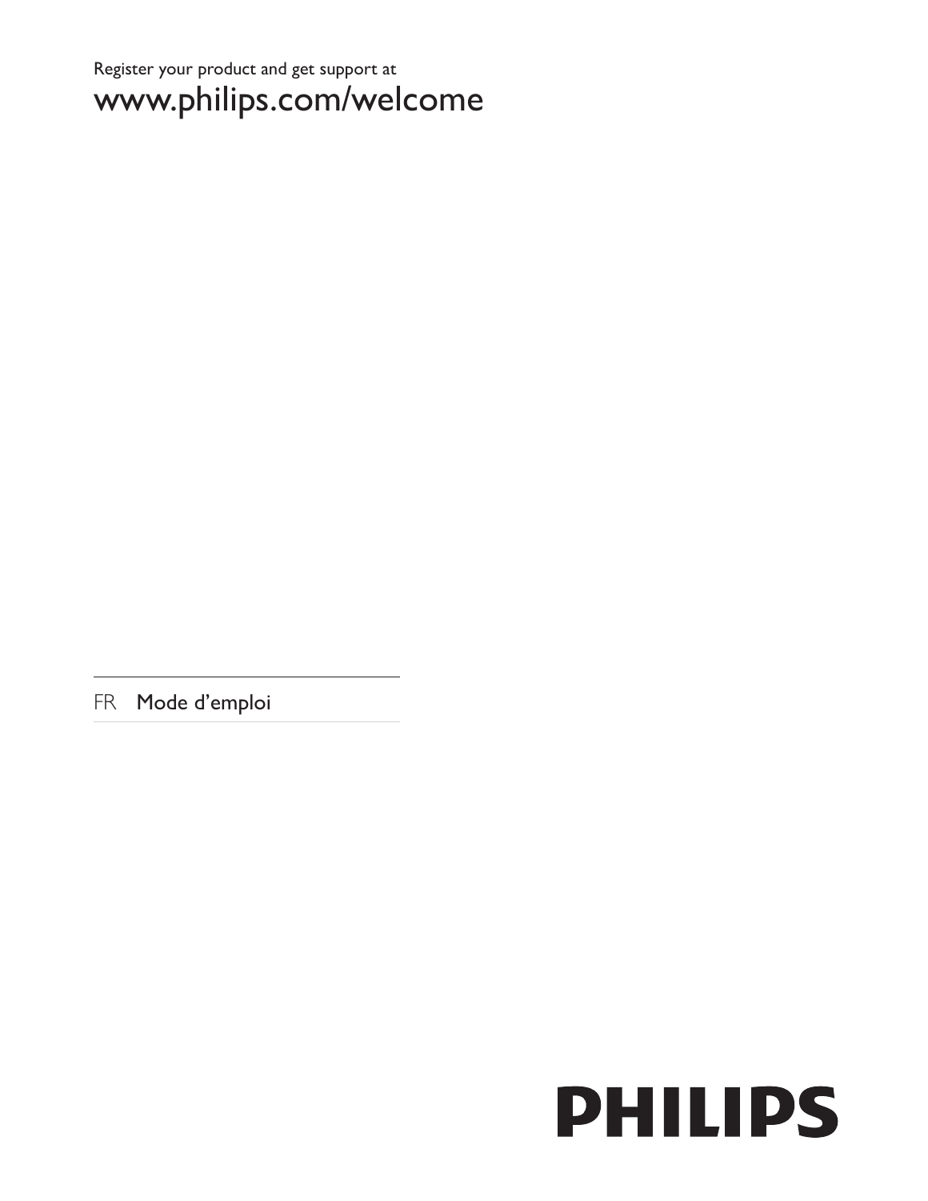Register your product and get support at

www.philips.com/welcome

FR Mode d'emploi

PHILIPS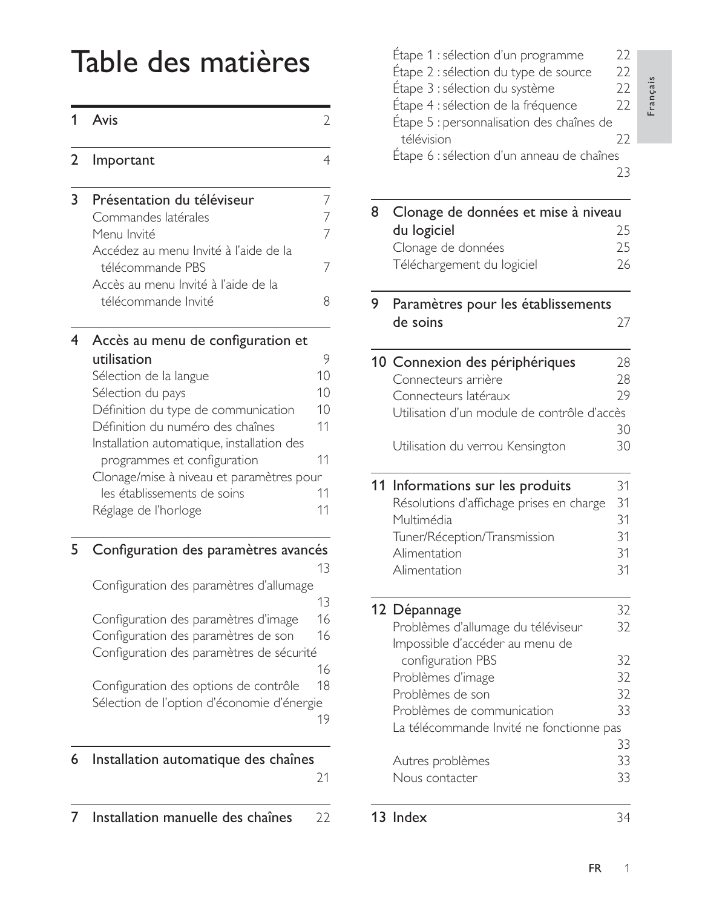# Table des matières

- **1 Avis** 2
- **2 Important** 4
- **3 Présentation du téléviseur** 7
  - Commandes latérales 7
  - Menu Invité 7
  - Accédez au menu Invité à l'aide de la télécommande PBS 7
  - Accès au menu Invité à l'aide de la télécommande Invité 8
- **4 Accès au menu de configuration et utilisation** 9
  - Sélection de la langue 10
  - Sélection du pays 10
  - Définition du type de communication 10
  - Définition du numéro des chaînes 11
  - Installation automatique, installation des programmes et configuration 11
  - Clonage/mise à niveau et paramètres pour les établissements de soins 11
  - Réglage de l'horloge 11
- **5 Configuration des paramètres avancés** 13
  - Configuration des paramètres d'allumage 13
  - Configuration des paramètres d'image 16
  - Configuration des paramètres de son 16
  - Configuration des paramètres de sécurité 16
  - Configuration des options de contrôle 18
  - Sélection de l'option d'économie d'énergie 19
- **6 Installation automatique des chaînes** 21
- **7 Installation manuelle des chaînes** 22
  - Étape 1 : sélection d'un programme 22
  - Étape 2 : sélection du type de source 22
  - Étape 3 : sélection du système 22
  - Étape 4 : sélection de la fréquence 22
  - Étape 5 : personnalisation des chaînes de télévision 22
  - Étape 6 : sélection d'un anneau de chaînes 23
- **8 Clonage de données et mise à niveau du logiciel** 25
  - Clonage de données 25
  - Téléchargement du logiciel 26
- **9 Paramètres pour les établissements de soins** 27
- **10 Connexion des périphériques** 28
  - Connecteurs arrière 28
  - Connecteurs latéraux 29
  - Utilisation d'un module de contrôle d'accès 30
  - Utilisation du verrou Kensington 30
- **11 Informations sur les produits** 31
  - Résolutions d'affichage prises en charge 31
  - Multimédia 31
  - Tuner/Réception/Transmission 31
  - Alimentation 31
  - Alimentation 31
- **12 Dépannage** 32
  - Problèmes d'allumage du téléviseur 32
  - Impossible d'accéder au menu de configuration PBS 32
  - Problèmes d'image 32
  - Problèmes de son 32
  - Problèmes de communication 33
  - La télécommande Invité ne fonctionne pas 33
  - Autres problèmes 33
  - Nous contacter 33
- **13 Index** 34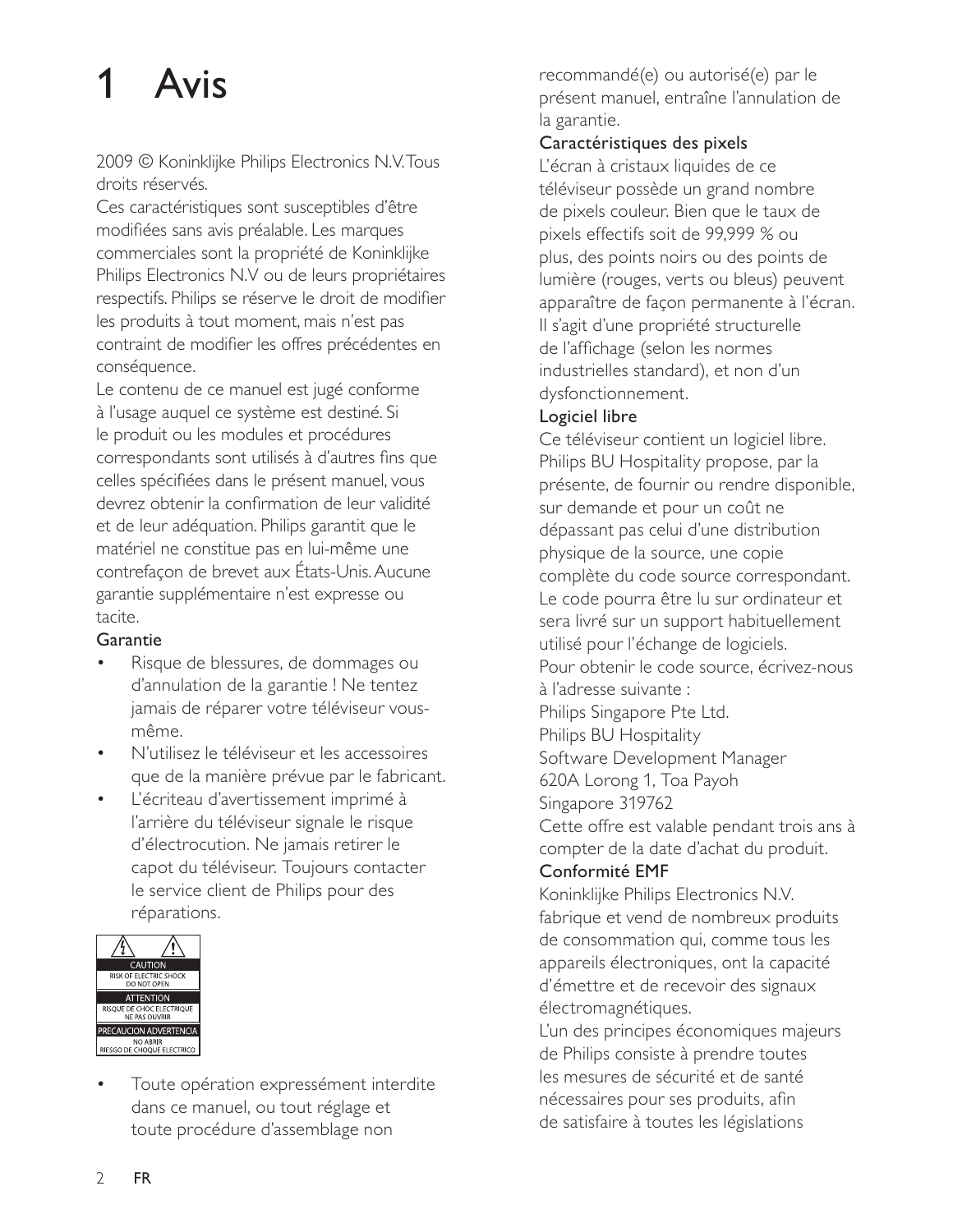# 1 Avis

2009 © Koninklijke Philips Electronics N.V. Tous droits réservés.

Ces caractéristiques sont susceptibles d'être modifiées sans avis préalable. Les marques commerciales sont la propriété de Koninklijke Philips Electronics N.V ou de leurs propriétaires respectifs. Philips se réserve le droit de modifier les produits à tout moment, mais n'est pas contraint de modifier les offres précédentes en conséquence.

Le contenu de ce manuel est jugé conforme à l'usage auquel ce système est destiné. Si le produit ou les modules et procédures correspondants sont utilisés à d'autres fins que celles spécifiées dans le présent manuel, vous devrez obtenir la confirmation de leur validité et de leur adéquation. Philips garantit que le matériel ne constitue pas en lui-même une contrefaçon de brevet aux États-Unis. Aucune garantie supplémentaire n'est expresse ou tacite.

Garantie

- Risque de blessures, de dommages ou d'annulation de la garantie ! Ne tentez jamais de réparer votre téléviseur vous-même.
- N'utilisez le téléviseur et les accessoires que de la manière prévue par le fabricant.
- L'écriteau d'avertissement imprimé à l'arrière du téléviseur signale le risque d'électrocution. Ne jamais retirer le capot du téléviseur. Toujours contacter le service client de Philips pour des réparations.

CAUTION
RISK OF ELECTRIC SHOCK
DO NOT OPEN
ATTENTION
RISQUE DE CHOC ELECTRIQUE
NE PAS OUVRIR
PRECAUCION ADVERTENCIA
NO ABRIR
RIESGO DE CHOQUE ELECTRICO

- Toute opération expressément interdite dans ce manuel, ou tout réglage et toute procédure d'assemblage non recommandé(e) ou autorisé(e) par le présent manuel, entraîne l'annulation de la garantie.

Caractéristiques des pixels

L'écran à cristaux liquides de ce téléviseur possède un grand nombre de pixels couleur. Bien que le taux de pixels effectifs soit de 99,999 % ou plus, des points noirs ou des points de lumière (rouges, verts ou bleus) peuvent apparaître de façon permanente à l'écran. Il s'agit d'une propriété structurelle de l'affichage (selon les normes industrielles standard), et non d'un dysfonctionnement.

Logiciel libre

Ce téléviseur contient un logiciel libre. Philips BU Hospitality propose, par la présente, de fournir ou rendre disponible, sur demande et pour un coût ne dépassant pas celui d'une distribution physique de la source, une copie complète du code source correspondant. Le code pourra être lu sur ordinateur et sera livré sur un support habituellement utilisé pour l'échange de logiciels.

Pour obtenir le code source, écrivez-nous à l'adresse suivante :

Philips Singapore Pte Ltd.
Philips BU Hospitality
Software Development Manager
620A Lorong 1, Toa Payoh
Singapore 319762

Cette offre est valable pendant trois ans à compter de la date d'achat du produit.

Conformité EMF

Koninklijke Philips Electronics N.V. fabrique et vend de nombreux produits de consommation qui, comme tous les appareils électroniques, ont la capacité d'émettre et de recevoir des signaux électromagnétiques.

L'un des principes économiques majeurs de Philips consiste à prendre toutes les mesures de sécurité et de santé nécessaires pour ses produits, afin de satisfaire à toutes les législations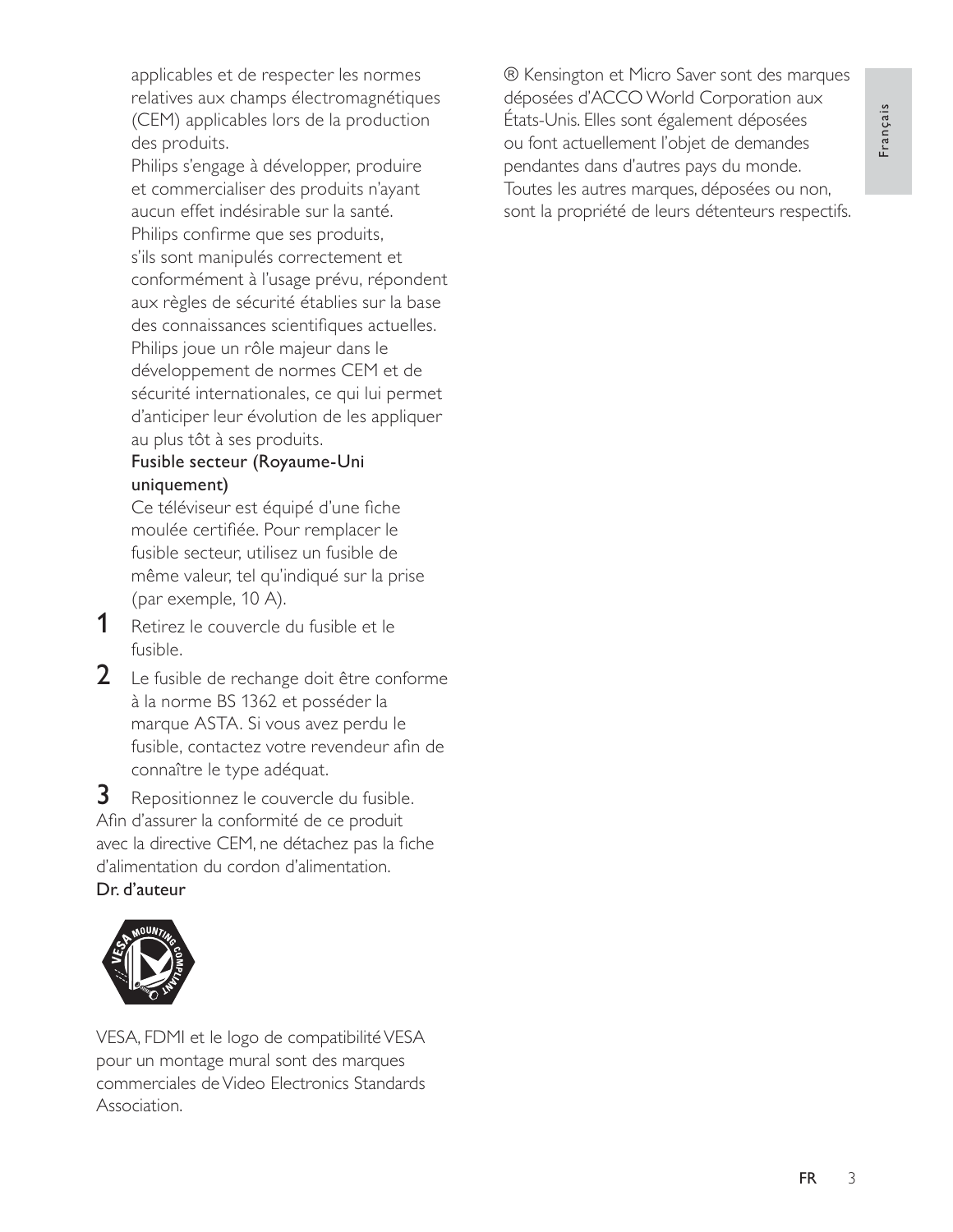applicables et de respecter les normes relatives aux champs électromagnétiques (CEM) applicables lors de la production des produits.

Philips s'engage à développer, produire et commercialiser des produits n'ayant aucun effet indésirable sur la santé. Philips confirme que ses produits, s'ils sont manipulés correctement et conformément à l'usage prévu, répondent aux règles de sécurité établies sur la base des connaissances scientifiques actuelles. Philips joue un rôle majeur dans le développement de normes CEM et de sécurité internationales, ce qui lui permet d'anticiper leur évolution de les appliquer au plus tôt à ses produits.

**Fusible secteur (Royaume-Uni uniquement)**

Ce téléviseur est équipé d'une fiche moulée certifiée. Pour remplacer le fusible secteur, utilisez un fusible de même valeur, tel qu'indiqué sur la prise (par exemple, 10 A).

1. Retirez le couvercle du fusible et le fusible.
2. Le fusible de rechange doit être conforme à la norme BS 1362 et posséder la marque ASTA. Si vous avez perdu le fusible, contactez votre revendeur afin de connaître le type adéquat.
3. Repositionnez le couvercle du fusible.

Afin d'assurer la conformité de ce produit avec la directive CEM, ne détachez pas la fiche d'alimentation du cordon d'alimentation.

**Dr. d'auteur**

VESA, FDMI et le logo de compatibilité VESA pour un montage mural sont des marques commerciales de Video Electronics Standards Association.

® Kensington et Micro Saver sont des marques déposées d'ACCO World Corporation aux États-Unis. Elles sont également déposées ou font actuellement l'objet de demandes pendantes dans d'autres pays du monde. Toutes les autres marques, déposées ou non, sont la propriété de leurs détenteurs respectifs.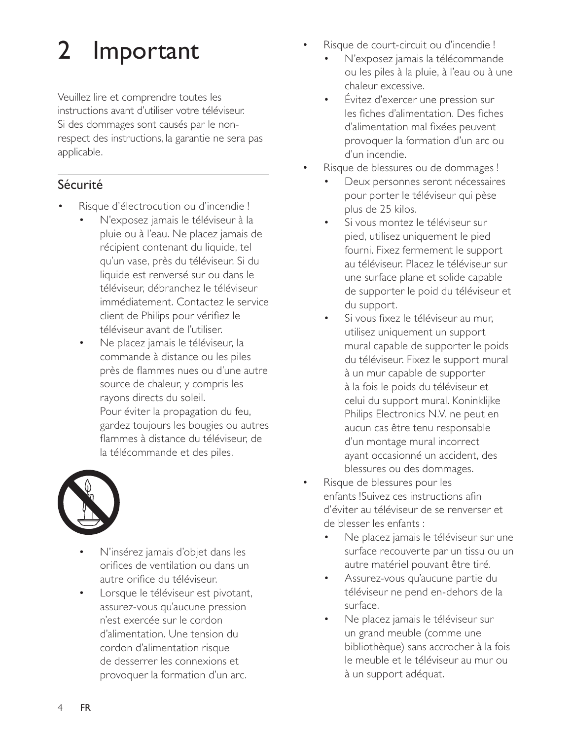# 2 Important

Veuillez lire et comprendre toutes les instructions avant d'utiliser votre téléviseur. Si des dommages sont causés par le non-respect des instructions, la garantie ne sera pas applicable.

## Sécurité

- Risque d'électrocution ou d'incendie !
  - N'exposez jamais le téléviseur à la pluie ou à l'eau. Ne placez jamais de récipient contenant du liquide, tel qu'un vase, près du téléviseur. Si du liquide est renversé sur ou dans le téléviseur, débranchez le téléviseur immédiatement. Contactez le service client de Philips pour vérifiez le téléviseur avant de l'utiliser.
  - Ne placez jamais le téléviseur, la commande à distance ou les piles près de flammes nues ou d'une autre source de chaleur, y compris les rayons directs du soleil.
    Pour éviter la propagation du feu, gardez toujours les bougies ou autres flammes à distance du téléviseur, de la télécommande et des piles.
  - N'insérez jamais d'objet dans les orifices de ventilation ou dans un autre orifice du téléviseur.
  - Lorsque le téléviseur est pivotant, assurez-vous qu'aucune pression n'est exercée sur le cordon d'alimentation. Une tension du cordon d'alimentation risque de desserrer les connexions et provoquer la formation d'un arc.
- Risque de court-circuit ou d'incendie !
  - N'exposez jamais la télécommande ou les piles à la pluie, à l'eau ou à une chaleur excessive.
  - Évitez d'exercer une pression sur les fiches d'alimentation. Des fiches d'alimentation mal fixées peuvent provoquer la formation d'un arc ou d'un incendie.
- Risque de blessures ou de dommages !
  - Deux personnes seront nécessaires pour porter le téléviseur qui pèse plus de 25 kilos.
  - Si vous montez le téléviseur sur pied, utilisez uniquement le pied fourni. Fixez fermement le support au téléviseur. Placez le téléviseur sur une surface plane et solide capable de supporter le poid du téléviseur et du support.
  - Si vous fixez le téléviseur au mur, utilisez uniquement un support mural capable de supporter le poids du téléviseur. Fixez le support mural à un mur capable de supporter à la fois le poids du téléviseur et celui du support mural. Koninklijke Philips Electronics N.V. ne peut en aucun cas être tenu responsable d'un montage mural incorrect ayant occasionné un accident, des blessures ou des dommages.
- Risque de blessures pour les enfants !Suivez ces instructions afin d'éviter au téléviseur de se renverser et de blesser les enfants :
  - Ne placez jamais le téléviseur sur une surface recouverte par un tissu ou un autre matériel pouvant être tiré.
  - Assurez-vous qu'aucune partie du téléviseur ne pend en-dehors de la surface.
  - Ne placez jamais le téléviseur sur un grand meuble (comme une bibliothèque) sans accrocher à la fois le meuble et le téléviseur au mur ou à un support adéquat.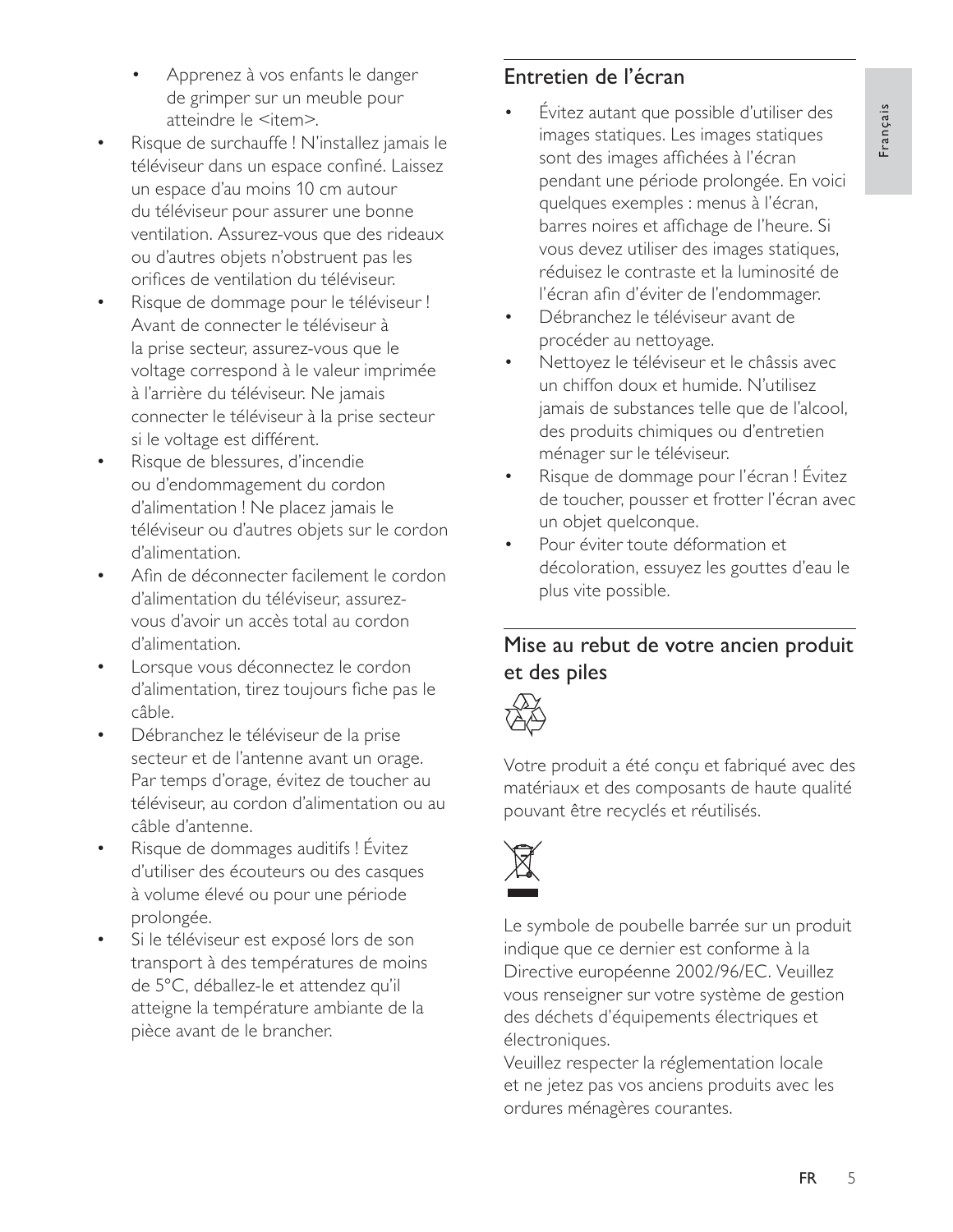- Apprenez à vos enfants le danger de grimper sur un meuble pour atteindre le <item>.
- Risque de surchauffe ! N'installez jamais le téléviseur dans un espace confiné. Laissez un espace d'au moins 10 cm autour du téléviseur pour assurer une bonne ventilation. Assurez-vous que des rideaux ou d'autres objets n'obstruent pas les orifices de ventilation du téléviseur.
- Risque de dommage pour le téléviseur ! Avant de connecter le téléviseur à la prise secteur, assurez-vous que le voltage correspond à le valeur imprimée à l'arrière du téléviseur. Ne jamais connecter le téléviseur à la prise secteur si le voltage est différent.
- Risque de blessures, d'incendie ou d'endommagement du cordon d'alimentation ! Ne placez jamais le téléviseur ou d'autres objets sur le cordon d'alimentation.
- Afin de déconnecter facilement le cordon d'alimentation du téléviseur, assurez-vous d'avoir un accès total au cordon d'alimentation.
- Lorsque vous déconnectez le cordon d'alimentation, tirez toujours fiche pas le câble.
- Débranchez le téléviseur de la prise secteur et de l'antenne avant un orage. Par temps d'orage, évitez de toucher au téléviseur, au cordon d'alimentation ou au câble d'antenne.
- Risque de dommages auditifs ! Évitez d'utiliser des écouteurs ou des casques à volume élevé ou pour une période prolongée.
- Si le téléviseur est exposé lors de son transport à des températures de moins de 5°C, déballez-le et attendez qu'il atteigne la température ambiante de la pièce avant de le brancher.

## Entretien de l'écran

- Évitez autant que possible d'utiliser des images statiques. Les images statiques sont des images affichées à l'écran pendant une période prolongée. En voici quelques exemples : menus à l'écran, barres noires et affichage de l'heure. Si vous devez utiliser des images statiques, réduisez le contraste et la luminosité de l'écran afin d'éviter de l'endommager.
- Débranchez le téléviseur avant de procéder au nettoyage.
- Nettoyez le téléviseur et le châssis avec un chiffon doux et humide. N'utilisez jamais de substances telle que de l'alcool, des produits chimiques ou d'entretien ménager sur le téléviseur.
- Risque de dommage pour l'écran ! Évitez de toucher, pousser et frotter l'écran avec un objet quelconque.
- Pour éviter toute déformation et décoloration, essuyez les gouttes d'eau le plus vite possible.

## Mise au rebut de votre ancien produit et des piles

Votre produit a été conçu et fabriqué avec des matériaux et des composants de haute qualité pouvant être recyclés et réutilisés.

Le symbole de poubelle barrée sur un produit indique que ce dernier est conforme à la Directive européenne 2002/96/EC. Veuillez vous renseigner sur votre système de gestion des déchets d'équipements électriques et électroniques.

Veuillez respecter la réglementation locale et ne jetez pas vos anciens produits avec les ordures ménagères courantes.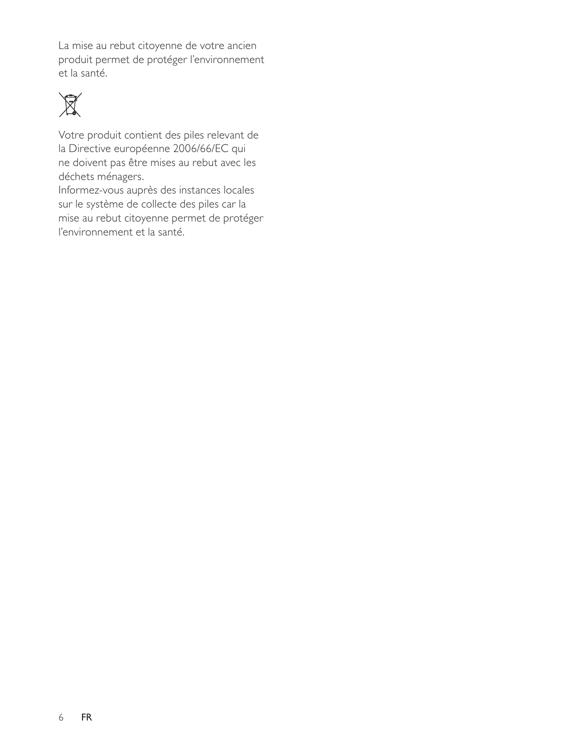La mise au rebut citoyenne de votre ancien produit permet de protéger l'environnement et la santé.

Votre produit contient des piles relevant de la Directive européenne 2006/66/EC qui ne doivent pas être mises au rebut avec les déchets ménagers.
Informez-vous auprès des instances locales sur le système de collecte des piles car la mise au rebut citoyenne permet de protéger l'environnement et la santé.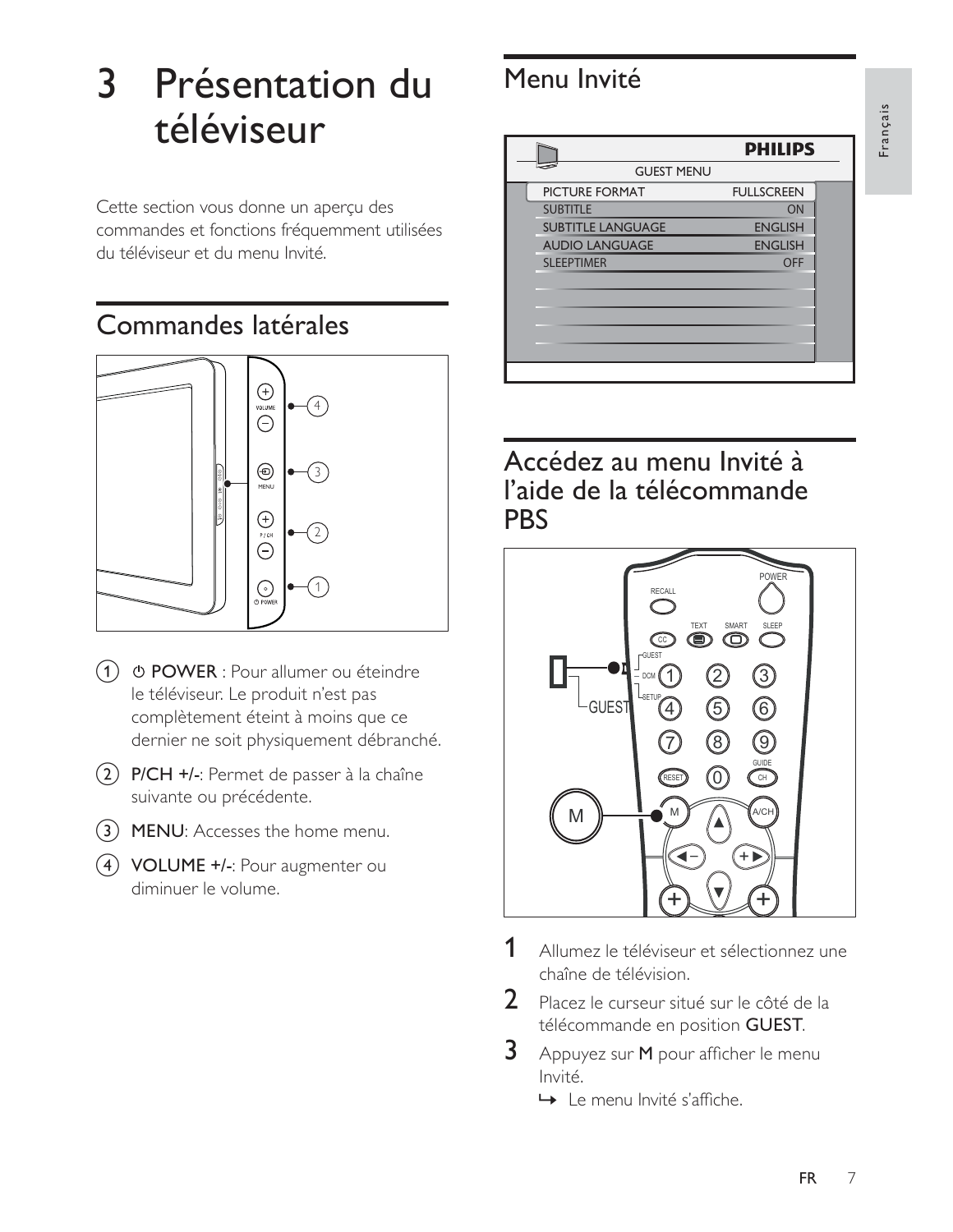# 3 Présentation du téléviseur

Cette section vous donne un aperçu des commandes et fonctions fréquemment utilisées du téléviseur et du menu Invité.

## Commandes latérales

1. ⏻ **POWER** : Pour allumer ou éteindre le téléviseur. Le produit n'est pas complètement éteint à moins que ce dernier ne soit physiquement débranché.
2. **P/CH +/-**: Permet de passer à la chaîne suivante ou précédente.
3. **MENU**: Accesses the home menu.
4. **VOLUME +/-**: Pour augmenter ou diminuer le volume.

## Menu Invité

| GUEST MENU | |
| --- | --- |
| PICTURE FORMAT | FULLSCREEN |
| SUBTITLE | ON |
| SUBTITLE LANGUAGE | ENGLISH |
| AUDIO LANGUAGE | ENGLISH |
| SLEEPTIMER | OFF |

## Accédez au menu Invité à l'aide de la télécommande PBS

1. Allumez le téléviseur et sélectionnez une chaîne de télévision.
2. Placez le curseur situé sur le côté de la télécommande en position **GUEST**.
3. Appuyez sur **M** pour afficher le menu Invité.
   ↪ Le menu Invité s'affiche.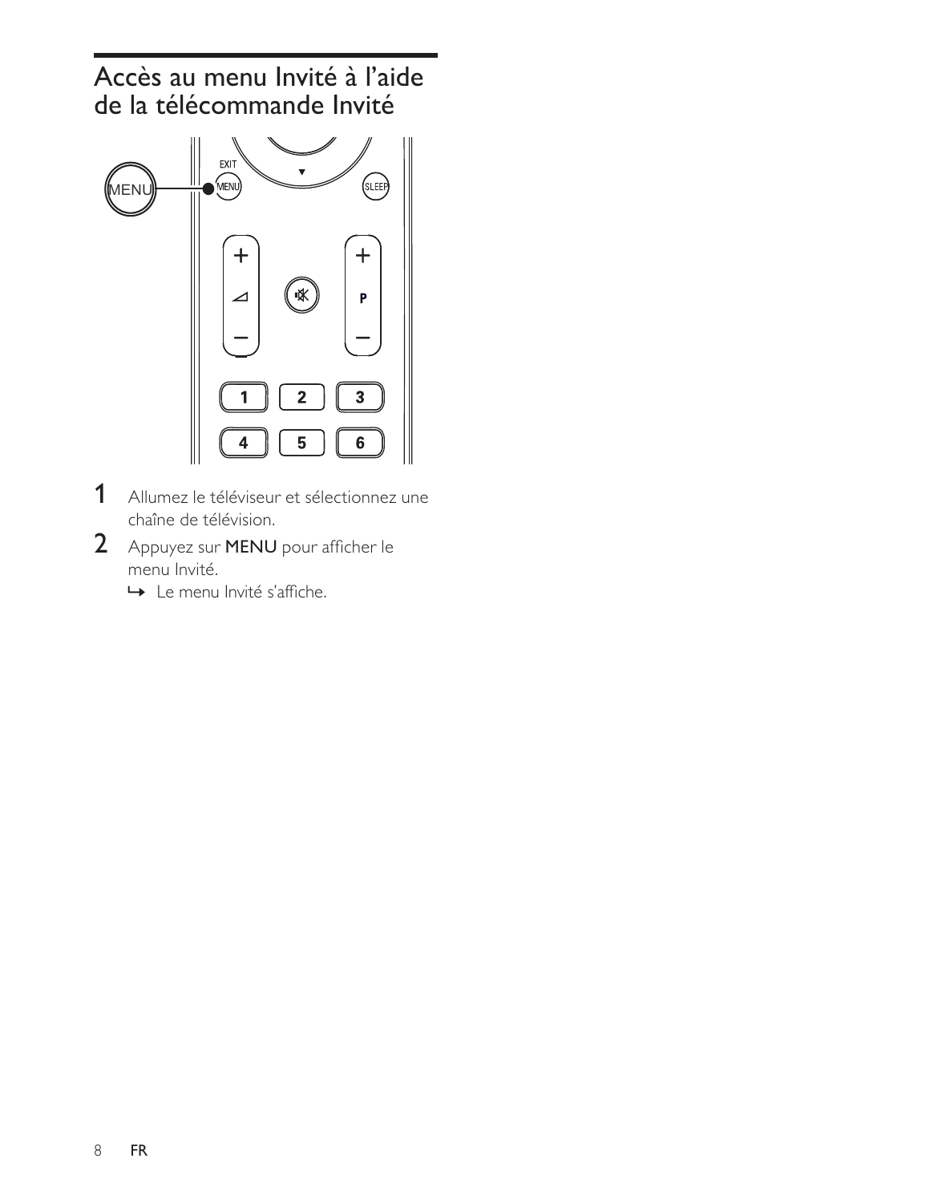# Accès au menu Invité à l'aide de la télécommande Invité

1. Allumez le téléviseur et sélectionnez une chaîne de télévision.
2. Appuyez sur **MENU** pour afficher le menu Invité.
   ↳ Le menu Invité s'affiche.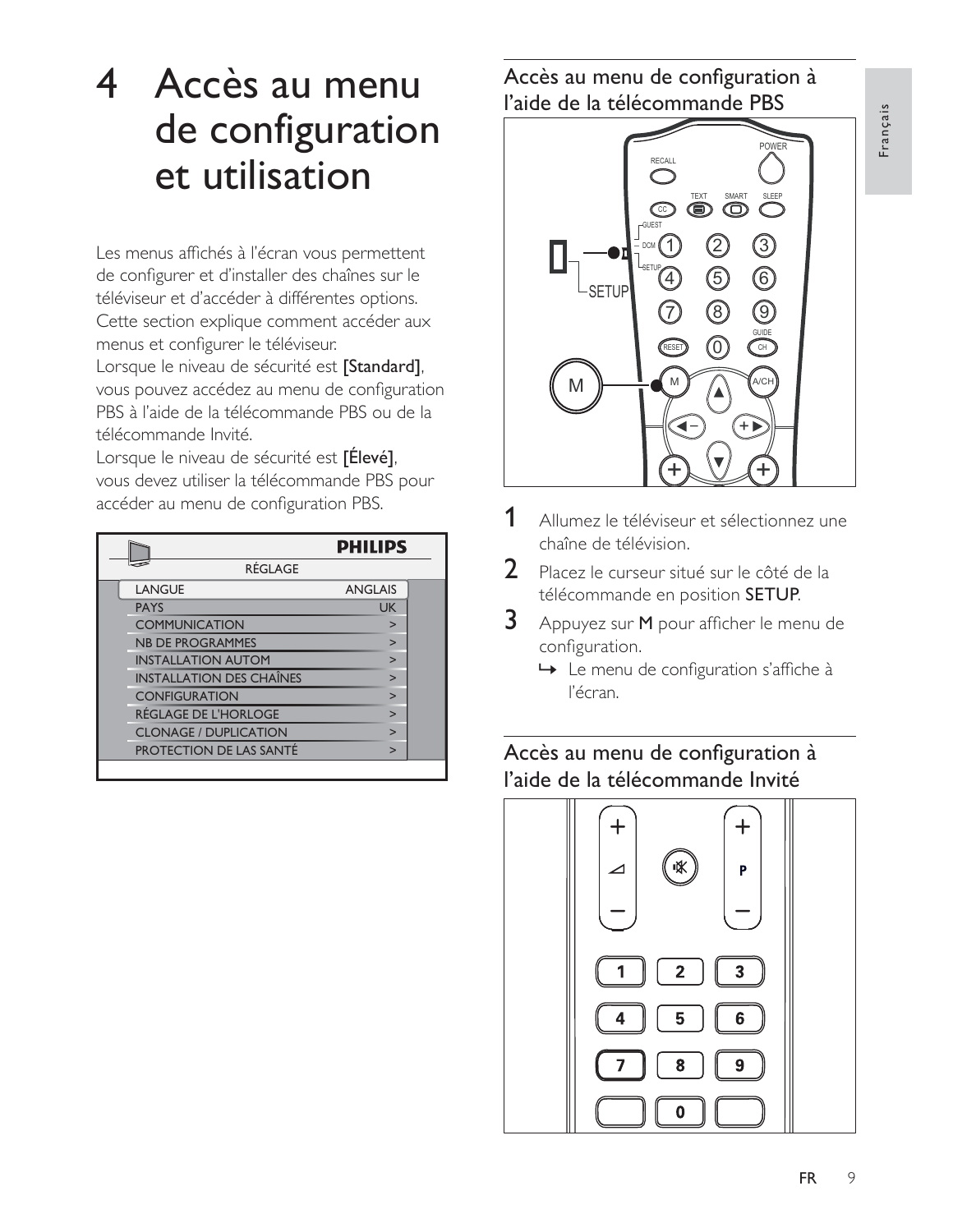# 4 Accès au menu de configuration et utilisation

Les menus affichés à l'écran vous permettent de configurer et d'installer des chaînes sur le téléviseur et d'accéder à différentes options. Cette section explique comment accéder aux menus et configurer le téléviseur.

Lorsque le niveau de sécurité est **[Standard]**, vous pouvez accédez au menu de configuration PBS à l'aide de la télécommande PBS ou de la télécommande Invité.

Lorsque le niveau de sécurité est **[Élevé]**, vous devez utiliser la télécommande PBS pour accéder au menu de configuration PBS.

| RÉGLAGE | |
|---|---|
| LANGUE | ANGLAIS |
| PAYS | UK |
| COMMUNICATION | > |
| NB DE PROGRAMMES | > |
| INSTALLATION AUTOM | > |
| INSTALLATION DES CHAÎNES | > |
| CONFIGURATION | > |
| RÉGLAGE DE L'HORLOGE | > |
| CLONAGE / DUPLICATION | > |
| PROTECTION DE LAS SANTÉ | > |

## Accès au menu de configuration à l'aide de la télécommande PBS

1. Allumez le téléviseur et sélectionnez une chaîne de télévision.
2. Placez le curseur situé sur le côté de la télécommande en position **SETUP**.
3. Appuyez sur **M** pour afficher le menu de configuration.
   ↳ Le menu de configuration s'affiche à l'écran.

## Accès au menu de configuration à l'aide de la télécommande Invité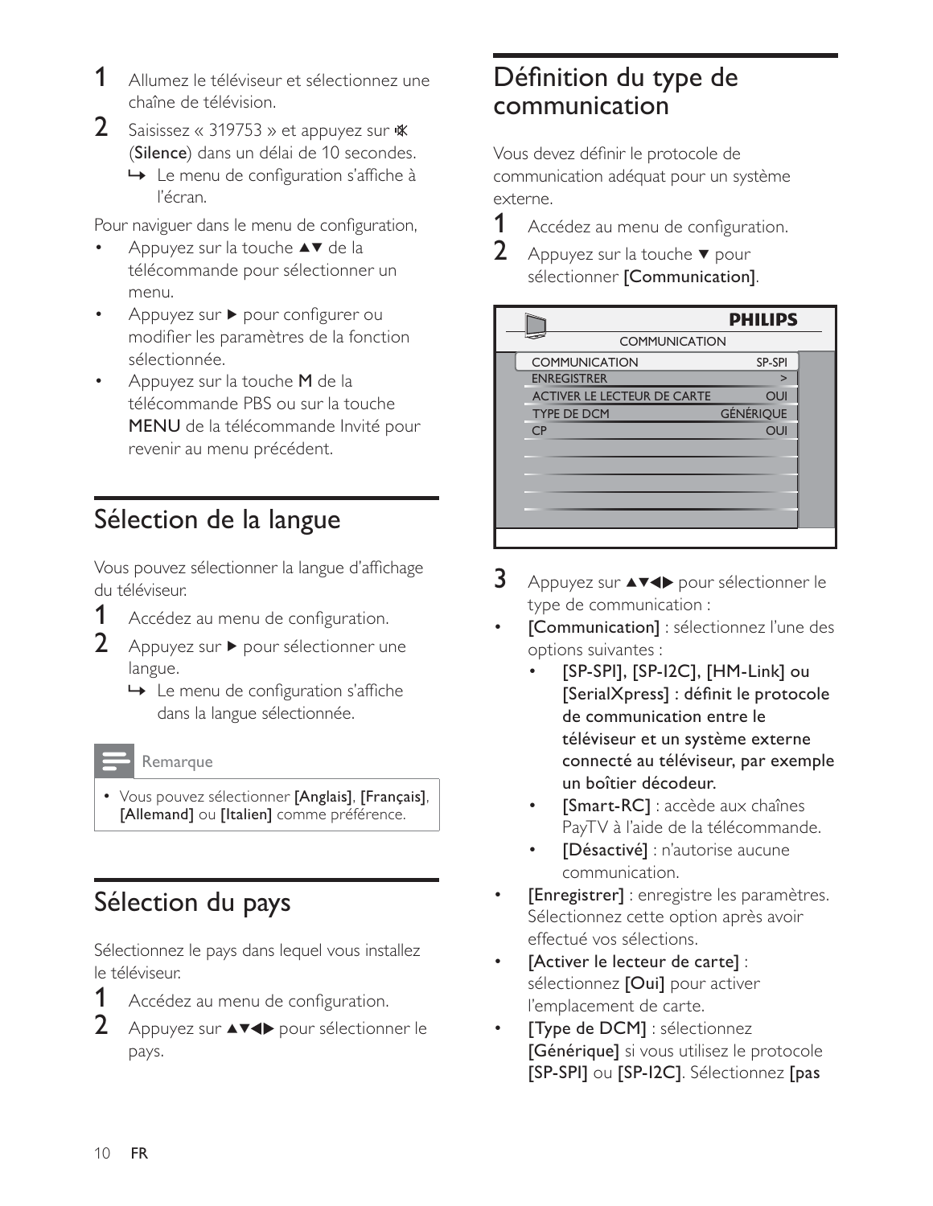1. Allumez le téléviseur et sélectionnez une chaîne de télévision.
2. Saisissez « 319753 » et appuyez sur 🔇 (**Silence**) dans un délai de 10 secondes.
   ↪ Le menu de configuration s'affiche à l'écran.

Pour naviguer dans le menu de configuration,

- Appuyez sur la touche ▲▼ de la télécommande pour sélectionner un menu.
- Appuyez sur ▶ pour configurer ou modifier les paramètres de la fonction sélectionnée.
- Appuyez sur la touche **M** de la télécommande PBS ou sur la touche **MENU** de la télécommande Invité pour revenir au menu précédent.

# Sélection de la langue

Vous pouvez sélectionner la langue d'affichage du téléviseur.

1. Accédez au menu de configuration.
2. Appuyez sur ▶ pour sélectionner une langue.
   ↪ Le menu de configuration s'affiche dans la langue sélectionnée.

**Remarque**

- Vous pouvez sélectionner **[Anglais]**, **[Français]**, **[Allemand]** ou **[Italien]** comme préférence.

# Sélection du pays

Sélectionnez le pays dans lequel vous installez le téléviseur.

1. Accédez au menu de configuration.
2. Appuyez sur ▲▼◀▶ pour sélectionner le pays.

# Définition du type de communication

Vous devez définir le protocole de communication adéquat pour un système externe.

1. Accédez au menu de configuration.
2. Appuyez sur la touche ▼ pour sélectionner **[Communication]**.

PHILIPS

COMMUNICATION

| | |
|---|---|
| COMMUNICATION | SP-SPI |
| ENREGISTRER | > |
| ACTIVER LE LECTEUR DE CARTE | OUI |
| TYPE DE DCM | GÉNÉRIQUE |
| CP | OUI |

3. Appuyez sur ▲▼◀▶ pour sélectionner le type de communication :

- **[Communication]** : sélectionnez l'une des options suivantes :
  - **[SP-SPI], [SP-I2C], [HM-Link] ou [SerialXpress] : définit le protocole de communication entre le téléviseur et un système externe connecté au téléviseur, par exemple un boîtier décodeur.**
  - **[Smart-RC]** : accède aux chaînes PayTV à l'aide de la télécommande.
  - **[Désactivé]** : n'autorise aucune communication.
- **[Enregistrer]** : enregistre les paramètres. Sélectionnez cette option après avoir effectué vos sélections.
- **[Activer le lecteur de carte]** : sélectionnez **[Oui]** pour activer l'emplacement de carte.
- **[Type de DCM]** : sélectionnez **[Générique]** si vous utilisez le protocole **[SP-SPI]** ou **[SP-I2C]**. Sélectionnez **[pas**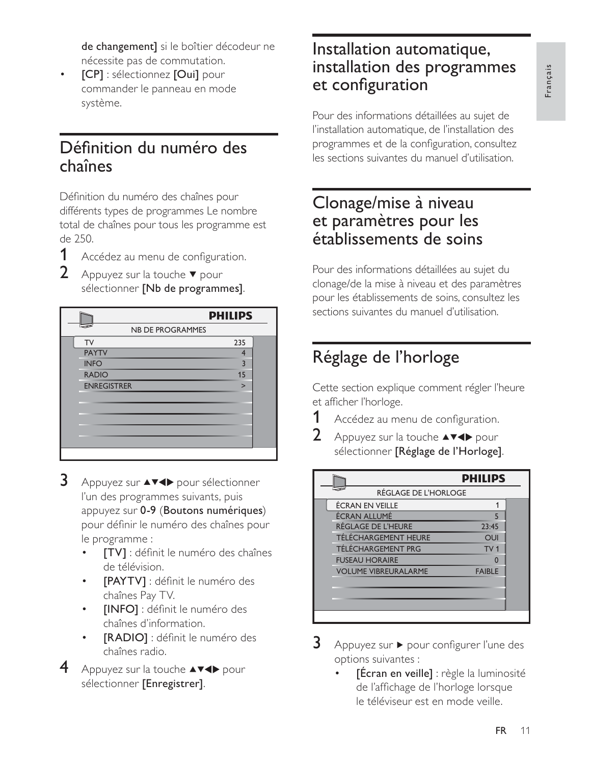de changement] si le boîtier décodeur ne nécessite pas de commutation.

- [CP] : sélectionnez [Oui] pour commander le panneau en mode système.

## Définition du numéro des chaînes

Définition du numéro des chaînes pour différents types de programmes Le nombre total de chaînes pour tous les programme est de 250.

1. Accédez au menu de configuration.
2. Appuyez sur la touche ▼ pour sélectionner [Nb de programmes].

| NB DE PROGRAMMES | |
|---|---|
| TV | 235 |
| PAYTV | 4 |
| INFO | 3 |
| RADIO | 15 |
| ENREGISTRER | > |

3. Appuyez sur ▲▼◀▶ pour sélectionner l'un des programmes suivants, puis appuyez sur 0-9 (Boutons numériques) pour définir le numéro des chaînes pour le programme :
   - [TV] : définit le numéro des chaînes de télévision.
   - [PAYTV] : définit le numéro des chaînes Pay TV.
   - [INFO] : définit le numéro des chaînes d'information.
   - [RADIO] : définit le numéro des chaînes radio.
4. Appuyez sur la touche ▲▼◀▶ pour sélectionner [Enregistrer].

## Installation automatique, installation des programmes et configuration

Pour des informations détaillées au sujet de l'installation automatique, de l'installation des programmes et de la configuration, consultez les sections suivantes du manuel d'utilisation.

## Clonage/mise à niveau et paramètres pour les établissements de soins

Pour des informations détaillées au sujet du clonage/de la mise à niveau et des paramètres pour les établissements de soins, consultez les sections suivantes du manuel d'utilisation.

## Réglage de l'horloge

Cette section explique comment régler l'heure et afficher l'horloge.

1. Accédez au menu de configuration.
2. Appuyez sur la touche ▲▼◀▶ pour sélectionner [Réglage de l'Horloge].

| RÉGLAGE DE L'HORLOGE | |
|---|---|
| ÉCRAN EN VEILLE | 1 |
| ÉCRAN ALLUMÉ | 5 |
| RÉGLAGE DE L'HEURE | 23:45 |
| TÉLÉCHARGEMENT HEURE | OUI |
| TÉLÉCHARGEMENT PRG | TV 1 |
| FUSEAU HORAIRE | 0 |
| VOLUME VIBREURALARME | FAIBLE |

3. Appuyez sur ▶ pour configurer l'une des options suivantes :
   - [Écran en veille] : règle la luminosité de l'affichage de l'horloge lorsque le téléviseur est en mode veille.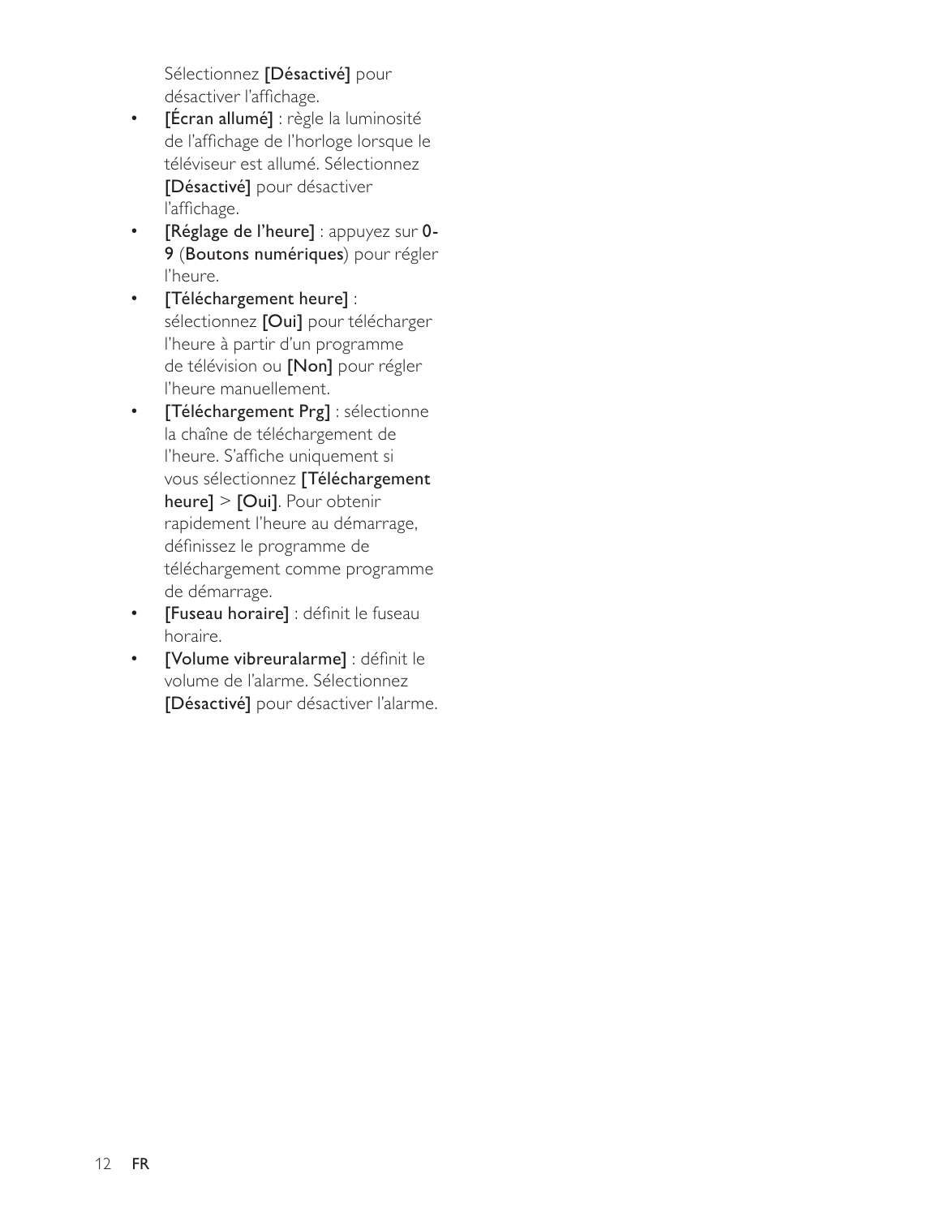Sélectionnez **[Désactivé]** pour désactiver l'affichage.

- **[Écran allumé]** : règle la luminosité de l'affichage de l'horloge lorsque le téléviseur est allumé. Sélectionnez **[Désactivé]** pour désactiver l'affichage.
- **[Réglage de l'heure]** : appuyez sur **0-9** (**Boutons numériques**) pour régler l'heure.
- **[Téléchargement heure]** : sélectionnez **[Oui]** pour télécharger l'heure à partir d'un programme de télévision ou **[Non]** pour régler l'heure manuellement.
- **[Téléchargement Prg]** : sélectionne la chaîne de téléchargement de l'heure. S'affiche uniquement si vous sélectionnez **[Téléchargement heure]** > **[Oui]**. Pour obtenir rapidement l'heure au démarrage, définissez le programme de téléchargement comme programme de démarrage.
- **[Fuseau horaire]** : définit le fuseau horaire.
- **[Volume vibreuralarme]** : définit le volume de l'alarme. Sélectionnez **[Désactivé]** pour désactiver l'alarme.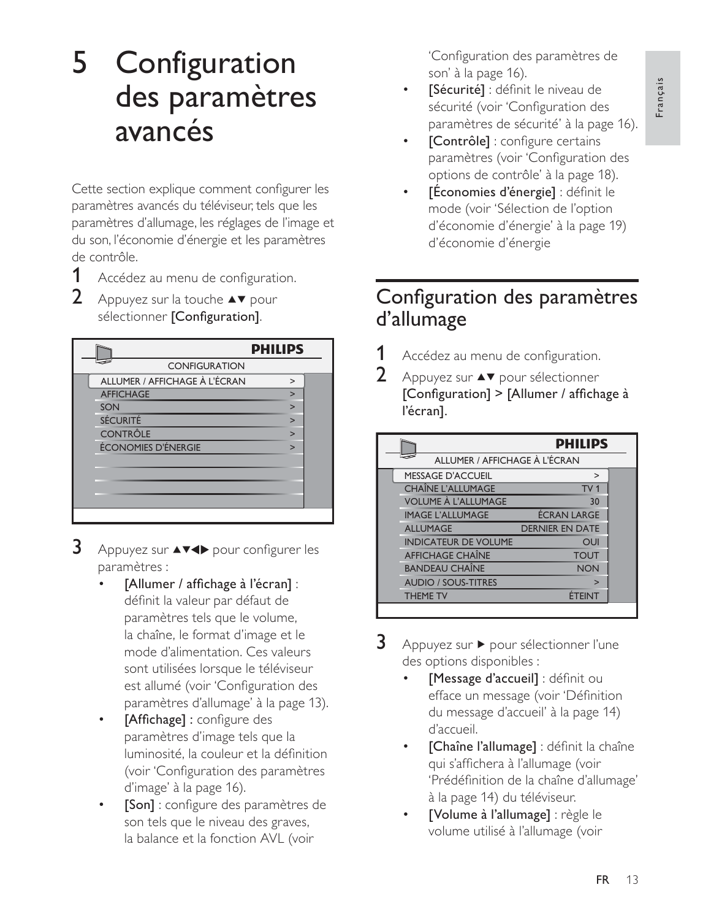# 5 Configuration des paramètres avancés

Cette section explique comment configurer les paramètres avancés du téléviseur, tels que les paramètres d'allumage, les réglages de l'image et du son, l'économie d'énergie et les paramètres de contrôle.

1. Accédez au menu de configuration.
2. Appuyez sur la touche ▲▼ pour sélectionner **[Configuration]**.

| PHILIPS | |
|---|---|
| CONFIGURATION | |
| ALLUMER / AFFICHAGE À L'ÉCRAN | > |
| AFFICHAGE | > |
| SON | > |
| SÉCURITÉ | > |
| CONTRÔLE | > |
| ÉCONOMIES D'ÉNERGIE | > |

3. Appuyez sur ▲▼◀▶ pour configurer les paramètres :
   - **[Allumer / affichage à l'écran]** : définit la valeur par défaut de paramètres tels que le volume, la chaîne, le format d'image et le mode d'alimentation. Ces valeurs sont utilisées lorsque le téléviseur est allumé (voir 'Configuration des paramètres d'allumage' à la page 13).
   - **[Affichage] :** configure des paramètres d'image tels que la luminosité, la couleur et la définition (voir 'Configuration des paramètres d'image' à la page 16).
   - **[Son]** : configure des paramètres de son tels que le niveau des graves, la balance et la fonction AVL (voir 'Configuration des paramètres de son' à la page 16).
   - **[Sécurité]** : définit le niveau de sécurité (voir 'Configuration des paramètres de sécurité' à la page 16).
   - **[Contrôle]** : configure certains paramètres (voir 'Configuration des options de contrôle' à la page 18).
   - **[Économies d'énergie]** : définit le mode (voir 'Sélection de l'option d'économie d'énergie' à la page 19) d'économie d'énergie

## Configuration des paramètres d'allumage

1. Accédez au menu de configuration.
2. Appuyez sur ▲▼ pour sélectionner **[Configuration] > [Allumer / affichage à l'écran]**.

| PHILIPS | |
|---|---|
| ALLUMER / AFFICHAGE À L'ÉCRAN | |
| MESSAGE D'ACCUEIL | > |
| CHAÎNE L'ALLUMAGE | TV 1 |
| VOLUME À L'ALLUMAGE | 30 |
| IMAGE L'ALLUMAGE | ÉCRAN LARGE |
| ALLUMAGE | DERNIER EN DATE |
| INDICATEUR DE VOLUME | OUI |
| AFFICHAGE CHAÎNE | TOUT |
| BANDEAU CHAÎNE | NON |
| AUDIO / SOUS-TITRES | > |
| THEME TV | ÉTEINT |

3. Appuyez sur ▶ pour sélectionner l'une des options disponibles :
   - **[Message d'accueil]** : définit ou efface un message (voir 'Définition du message d'accueil' à la page 14) d'accueil.
   - **[Chaîne l'allumage]** : définit la chaîne qui s'affichera à l'allumage (voir 'Prédéfinition de la chaîne d'allumage' à la page 14) du téléviseur.
   - **[Volume à l'allumage]** : règle le volume utilisé à l'allumage (voir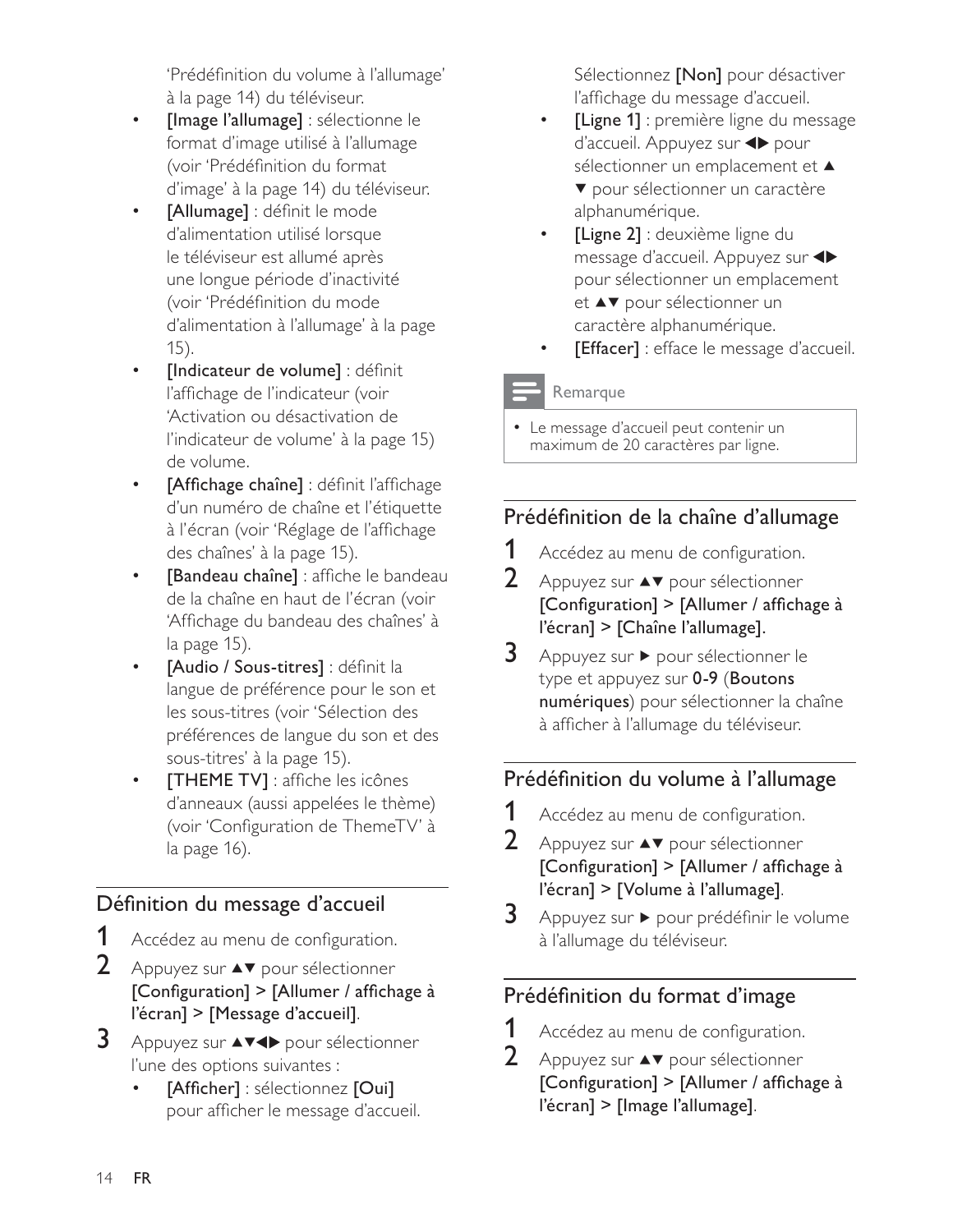'Prédéfinition du volume à l'allumage' à la page 14) du téléviseur.

- **[Image l'allumage]** : sélectionne le format d'image utilisé à l'allumage (voir 'Prédéfinition du format d'image' à la page 14) du téléviseur.
- **[Allumage]** : définit le mode d'alimentation utilisé lorsque le téléviseur est allumé après une longue période d'inactivité (voir 'Prédéfinition du mode d'alimentation à l'allumage' à la page 15).
- **[Indicateur de volume]** : définit l'affichage de l'indicateur (voir 'Activation ou désactivation de l'indicateur de volume' à la page 15) de volume.
- **[Affichage chaîne]** : définit l'affichage d'un numéro de chaîne et l'étiquette à l'écran (voir 'Réglage de l'affichage des chaînes' à la page 15).
- **[Bandeau chaîne]** : affiche le bandeau de la chaîne en haut de l'écran (voir 'Affichage du bandeau des chaînes' à la page 15).
- **[Audio / Sous-titres]** : définit la langue de préférence pour le son et les sous-titres (voir 'Sélection des préférences de langue du son et des sous-titres' à la page 15).
- **[THEME TV]** : affiche les icônes d'anneaux (aussi appelées le thème) (voir 'Configuration de ThemeTV' à la page 16).

## Définition du message d'accueil

1. Accédez au menu de configuration.
2. Appuyez sur ▲▼ pour sélectionner **[Configuration] > [Allumer / affichage à l'écran] > [Message d'accueil]**.
3. Appuyez sur ▲▼◀▶ pour sélectionner l'une des options suivantes :
   - **[Afficher]** : sélectionnez **[Oui]** pour afficher le message d'accueil. Sélectionnez **[Non]** pour désactiver l'affichage du message d'accueil.
   - **[Ligne 1]** : première ligne du message d'accueil. Appuyez sur ◀▶ pour sélectionner un emplacement et ▲ ▼ pour sélectionner un caractère alphanumérique.
   - **[Ligne 2]** : deuxième ligne du message d'accueil. Appuyez sur ◀▶ pour sélectionner un emplacement et ▲▼ pour sélectionner un caractère alphanumérique.
   - **[Effacer]** : efface le message d'accueil.

**Remarque**

- Le message d'accueil peut contenir un maximum de 20 caractères par ligne.

## Prédéfinition de la chaîne d'allumage

1. Accédez au menu de configuration.
2. Appuyez sur ▲▼ pour sélectionner **[Configuration] > [Allumer / affichage à l'écran] > [Chaîne l'allumage]**.
3. Appuyez sur ▶ pour sélectionner le type et appuyez sur **0-9** (**Boutons numériques**) pour sélectionner la chaîne à afficher à l'allumage du téléviseur.

## Prédéfinition du volume à l'allumage

1. Accédez au menu de configuration.
2. Appuyez sur ▲▼ pour sélectionner **[Configuration] > [Allumer / affichage à l'écran] > [Volume à l'allumage]**.
3. Appuyez sur ▶ pour prédéfinir le volume à l'allumage du téléviseur.

## Prédéfinition du format d'image

1. Accédez au menu de configuration.
2. Appuyez sur ▲▼ pour sélectionner **[Configuration] > [Allumer / affichage à l'écran] > [Image l'allumage]**.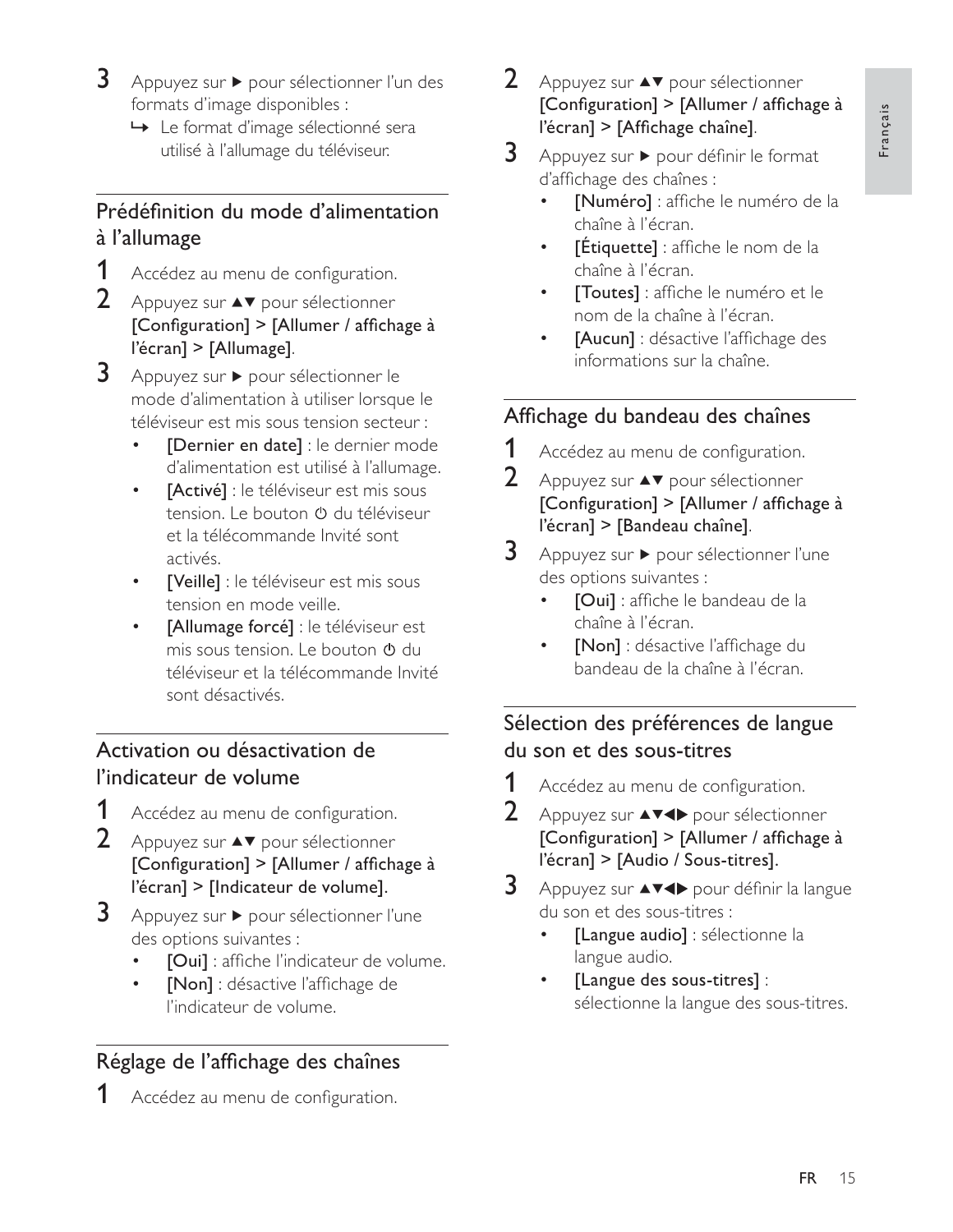3. Appuyez sur ▶ pour sélectionner l'un des formats d'image disponibles :
   ↳ Le format d'image sélectionné sera utilisé à l'allumage du téléviseur.

## Prédéfinition du mode d'alimentation à l'allumage

1. Accédez au menu de configuration.
2. Appuyez sur ▲▼ pour sélectionner **[Configuration] > [Allumer / affichage à l'écran] > [Allumage]**.
3. Appuyez sur ▶ pour sélectionner le mode d'alimentation à utiliser lorsque le téléviseur est mis sous tension secteur :
   - **[Dernier en date]** : le dernier mode d'alimentation est utilisé à l'allumage.
   - **[Activé]** : le téléviseur est mis sous tension. Le bouton ⏻ du téléviseur et la télécommande Invité sont activés.
   - **[Veille]** : le téléviseur est mis sous tension en mode veille.
   - **[Allumage forcé]** : le téléviseur est mis sous tension. Le bouton ⏻ du téléviseur et la télécommande Invité sont désactivés.

## Activation ou désactivation de l'indicateur de volume

1. Accédez au menu de configuration.
2. Appuyez sur ▲▼ pour sélectionner **[Configuration] > [Allumer / affichage à l'écran] > [Indicateur de volume]**.
3. Appuyez sur ▶ pour sélectionner l'une des options suivantes :
   - **[Oui]** : affiche l'indicateur de volume.
   - **[Non]** : désactive l'affichage de l'indicateur de volume.

## Réglage de l'affichage des chaînes

1. Accédez au menu de configuration.
2. Appuyez sur ▲▼ pour sélectionner **[Configuration] > [Allumer / affichage à l'écran] > [Affichage chaîne]**.
3. Appuyez sur ▶ pour définir le format d'affichage des chaînes :
   - **[Numéro]** : affiche le numéro de la chaîne à l'écran.
   - **[Étiquette]** : affiche le nom de la chaîne à l'écran.
   - **[Toutes]** : affiche le numéro et le nom de la chaîne à l'écran.
   - **[Aucun]** : désactive l'affichage des informations sur la chaîne.

## Affichage du bandeau des chaînes

1. Accédez au menu de configuration.
2. Appuyez sur ▲▼ pour sélectionner **[Configuration] > [Allumer / affichage à l'écran] > [Bandeau chaîne]**.
3. Appuyez sur ▶ pour sélectionner l'une des options suivantes :
   - **[Oui]** : affiche le bandeau de la chaîne à l'écran.
   - **[Non]** : désactive l'affichage du bandeau de la chaîne à l'écran.

## Sélection des préférences de langue du son et des sous-titres

1. Accédez au menu de configuration.
2. Appuyez sur ▲▼◀▶ pour sélectionner **[Configuration] > [Allumer / affichage à l'écran] > [Audio / Sous-titres]**.
3. Appuyez sur ▲▼◀▶ pour définir la langue du son et des sous-titres :
   - **[Langue audio]** : sélectionne la langue audio.
   - **[Langue des sous-titres]** : sélectionne la langue des sous-titres.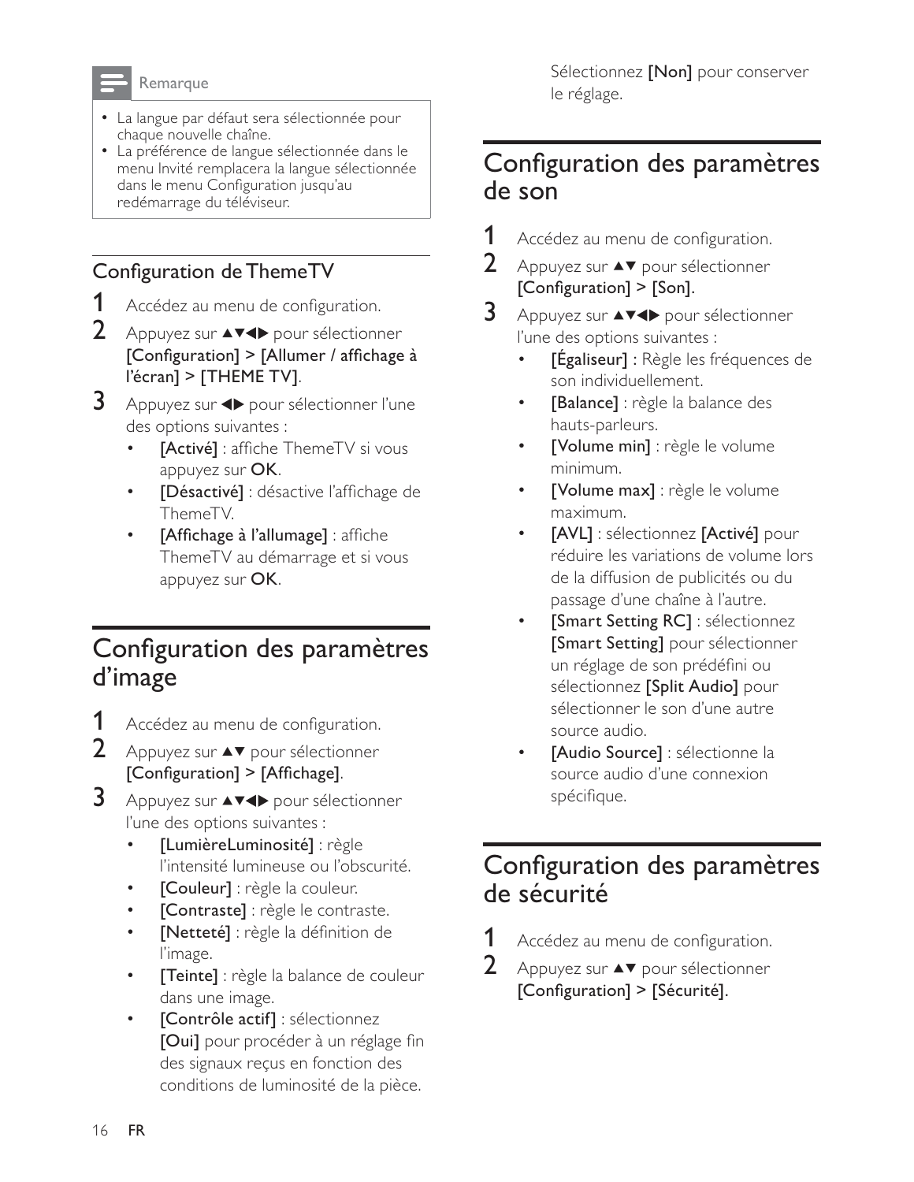> **Remarque**
>
> - La langue par défaut sera sélectionnée pour chaque nouvelle chaîne.
> - La préférence de langue sélectionnée dans le menu Invité remplacera la langue sélectionnée dans le menu Configuration jusqu'au redémarrage du téléviseur.

### Configuration de ThemeTV

1. Accédez au menu de configuration.
2. Appuyez sur ▲▼◀▶ pour sélectionner **[Configuration]** > **[Allumer / affichage à l'écran]** > **[THEME TV]**.
3. Appuyez sur ◀▶ pour sélectionner l'une des options suivantes :
   - **[Activé]** : affiche ThemeTV si vous appuyez sur **OK**.
   - **[Désactivé]** : désactive l'affichage de ThemeTV.
   - **[Affichage à l'allumage]** : affiche ThemeTV au démarrage et si vous appuyez sur **OK**.

## Configuration des paramètres d'image

1. Accédez au menu de configuration.
2. Appuyez sur ▲▼ pour sélectionner **[Configuration]** > **[Affichage]**.
3. Appuyez sur ▲▼◀▶ pour sélectionner l'une des options suivantes :
   - **[LumièreLuminosité]** : règle l'intensité lumineuse ou l'obscurité.
   - **[Couleur]** : règle la couleur.
   - **[Contraste]** : règle le contraste.
   - **[Netteté]** : règle la définition de l'image.
   - **[Teinte]** : règle la balance de couleur dans une image.
   - **[Contrôle actif]** : sélectionnez **[Oui]** pour procéder à un réglage fin des signaux reçus en fonction des conditions de luminosité de la pièce. Sélectionnez **[Non]** pour conserver le réglage.

## Configuration des paramètres de son

1. Accédez au menu de configuration.
2. Appuyez sur ▲▼ pour sélectionner **[Configuration]** > **[Son]**.
3. Appuyez sur ▲▼◀▶ pour sélectionner l'une des options suivantes :
   - **[Égaliseur] :** Règle les fréquences de son individuellement.
   - **[Balance]** : règle la balance des hauts-parleurs.
   - **[Volume min]** : règle le volume minimum.
   - **[Volume max]** : règle le volume maximum.
   - **[AVL]** : sélectionnez **[Activé]** pour réduire les variations de volume lors de la diffusion de publicités ou du passage d'une chaîne à l'autre.
   - **[Smart Setting RC]** : sélectionnez **[Smart Setting]** pour sélectionner un réglage de son prédéfini ou sélectionnez **[Split Audio]** pour sélectionner le son d'une autre source audio.
   - **[Audio Source]** : sélectionne la source audio d'une connexion spécifique.

## Configuration des paramètres de sécurité

1. Accédez au menu de configuration.
2. Appuyez sur ▲▼ pour sélectionner **[Configuration]** > **[Sécurité]**.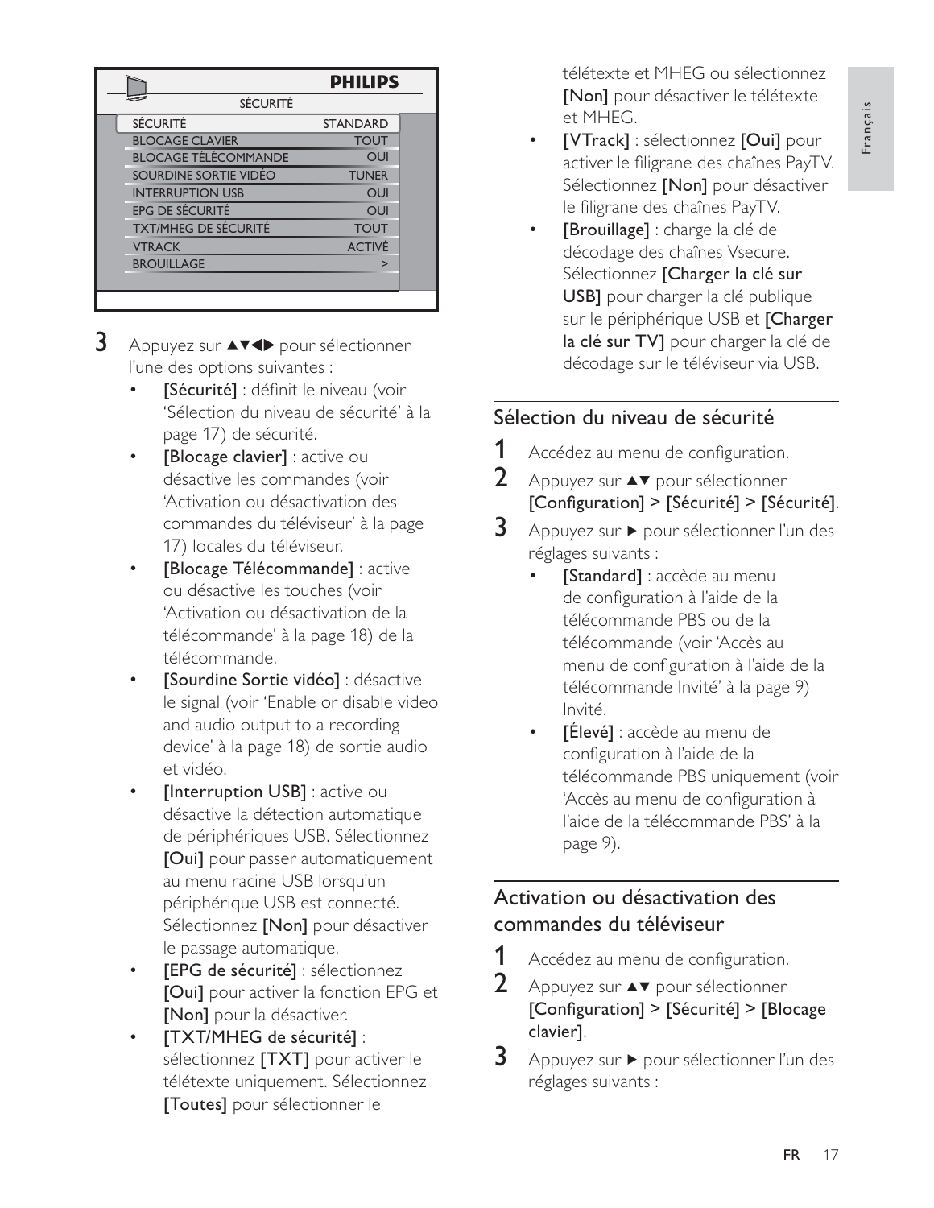| SÉCURITÉ | |
|---|---|
| SÉCURITÉ | STANDARD |
| BLOCAGE CLAVIER | TOUT |
| BLOCAGE TÉLÉCOMMANDE | OUI |
| SOURDINE SORTIE VIDÉO | TUNER |
| INTERRUPTION USB | OUI |
| EPG DE SÉCURITÉ | OUI |
| TXT/MHEG DE SÉCURITÉ | TOUT |
| VTRACK | ACTIVÉ |
| BROUILLAGE | > |

**3** Appuyez sur ▲▼◀▶ pour sélectionner l'une des options suivantes :

- **[Sécurité]** : définit le niveau (voir 'Sélection du niveau de sécurité' à la page 17) de sécurité.
- **[Blocage clavier]** : active ou désactive les commandes (voir 'Activation ou désactivation des commandes du téléviseur' à la page 17) locales du téléviseur.
- **[Blocage Télécommande]** : active ou désactive les touches (voir 'Activation ou désactivation de la télécommande' à la page 18) de la télécommande.
- **[Sourdine Sortie vidéo]** : désactive le signal (voir 'Enable or disable video and audio output to a recording device' à la page 18) de sortie audio et vidéo.
- **[Interruption USB]** : active ou désactive la détection automatique de périphériques USB. Sélectionnez **[Oui]** pour passer automatiquement au menu racine USB lorsqu'un périphérique USB est connecté. Sélectionnez **[Non]** pour désactiver le passage automatique.
- **[EPG de sécurité]** : sélectionnez **[Oui]** pour activer la fonction EPG et **[Non]** pour la désactiver.
- **[TXT/MHEG de sécurité]** : sélectionnez **[TXT]** pour activer le télétexte uniquement. Sélectionnez **[Toutes]** pour sélectionner le télétexte et MHEG ou sélectionnez **[Non]** pour désactiver le télétexte et MHEG.
- **[VTrack]** : sélectionnez **[Oui]** pour activer le filigrane des chaînes PayTV. Sélectionnez **[Non]** pour désactiver le filigrane des chaînes PayTV.
- **[Brouillage]** : charge la clé de décodage des chaînes Vsecure. Sélectionnez **[Charger la clé sur USB]** pour charger la clé publique sur le périphérique USB et **[Charger la clé sur TV]** pour charger la clé de décodage sur le téléviseur via USB.

## Sélection du niveau de sécurité

**1** Accédez au menu de configuration.

**2** Appuyez sur ▲▼ pour sélectionner **[Configuration] > [Sécurité] > [Sécurité]**.

**3** Appuyez sur ▶ pour sélectionner l'un des réglages suivants :

- **[Standard]** : accède au menu de configuration à l'aide de la télécommande PBS ou de la télécommande (voir 'Accès au menu de configuration à l'aide de la télécommande Invité' à la page 9) Invité.
- **[Élevé]** : accède au menu de configuration à l'aide de la télécommande PBS uniquement (voir 'Accès au menu de configuration à l'aide de la télécommande PBS' à la page 9).

## Activation ou désactivation des commandes du téléviseur

**1** Accédez au menu de configuration.

**2** Appuyez sur ▲▼ pour sélectionner **[Configuration] > [Sécurité] > [Blocage clavier]**.

**3** Appuyez sur ▶ pour sélectionner l'un des réglages suivants :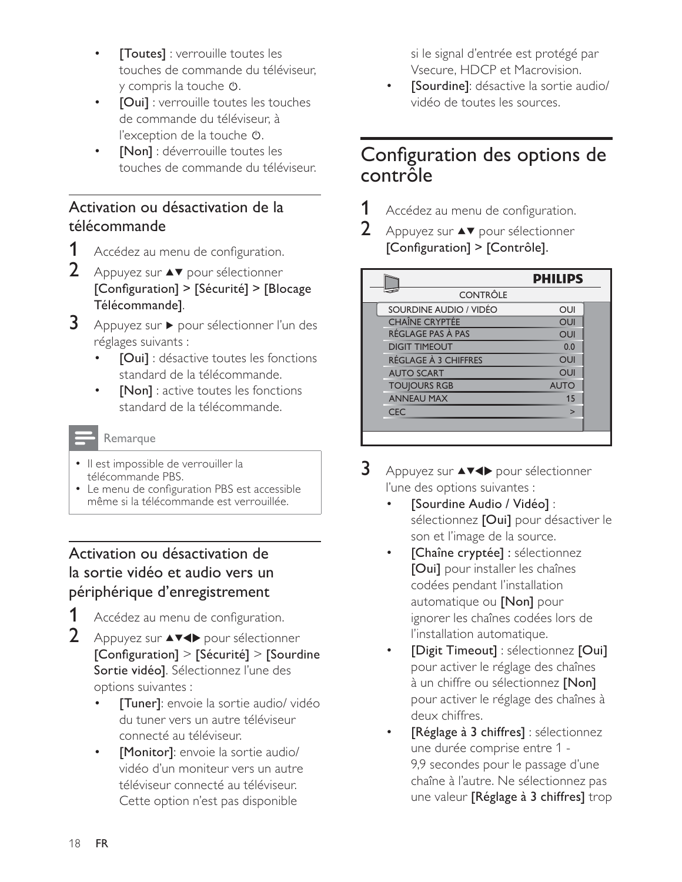- **[Toutes]** : verrouille toutes les touches de commande du téléviseur, y compris la touche ⏻.
- **[Oui]** : verrouille toutes les touches de commande du téléviseur, à l'exception de la touche ⏻.
- **[Non]** : déverrouille toutes les touches de commande du téléviseur.

## Activation ou désactivation de la télécommande

1. Accédez au menu de configuration.
2. Appuyez sur ▲▼ pour sélectionner **[Configuration]** > **[Sécurité]** > **[Blocage Télécommande]**.
3. Appuyez sur ▶ pour sélectionner l'un des réglages suivants :
   - **[Oui]** : désactive toutes les fonctions standard de la télécommande.
   - **[Non]** : active toutes les fonctions standard de la télécommande.

> **Remarque**
> - Il est impossible de verrouiller la télécommande PBS.
> - Le menu de configuration PBS est accessible même si la télécommande est verrouillée.

## Activation ou désactivation de la sortie vidéo et audio vers un périphérique d'enregistrement

1. Accédez au menu de configuration.
2. Appuyez sur ▲▼◀▶ pour sélectionner **[Configuration]** > **[Sécurité]** > **[Sourdine Sortie vidéo]**. Sélectionnez l'une des options suivantes :
   - **[Tuner]**: envoie la sortie audio/ vidéo du tuner vers un autre téléviseur connecté au téléviseur.
   - **[Monitor]**: envoie la sortie audio/ vidéo d'un moniteur vers un autre téléviseur connecté au téléviseur. Cette option n'est pas disponible si le signal d'entrée est protégé par Vsecure, HDCP et Macrovision.
   - **[Sourdine]**: désactive la sortie audio/ vidéo de toutes les sources.

# Configuration des options de contrôle

1. Accédez au menu de configuration.
2. Appuyez sur ▲▼ pour sélectionner **[Configuration]** > **[Contrôle]**.

PHILIPS

CONTRÔLE

| | |
|---|---|
| SOURDINE AUDIO / VIDÉO | OUI |
| CHAÎNE CRYPTÉE | OUI |
| RÉGLAGE PAS À PAS | OUI |
| DIGIT TIMEOUT | 0.0 |
| RÉGLAGE À 3 CHIFFRES | OUI |
| AUTO SCART | OUI |
| TOUJOURS RGB | AUTO |
| ANNEAU MAX | 15 |
| CEC | > |

3. Appuyez sur ▲▼◀▶ pour sélectionner l'une des options suivantes :
   - **[Sourdine Audio / Vidéo]** : sélectionnez **[Oui]** pour désactiver le son et l'image de la source.
   - **[Chaîne cryptée]** : sélectionnez **[Oui]** pour installer les chaînes codées pendant l'installation automatique ou **[Non]** pour ignorer les chaînes codées lors de l'installation automatique.
   - **[Digit Timeout]** : sélectionnez **[Oui]** pour activer le réglage des chaînes à un chiffre ou sélectionnez **[Non]** pour activer le réglage des chaînes à deux chiffres.
   - **[Réglage à 3 chiffres]** : sélectionnez une durée comprise entre 1 - 9,9 secondes pour le passage d'une chaîne à l'autre. Ne sélectionnez pas une valeur **[Réglage à 3 chiffres]** trop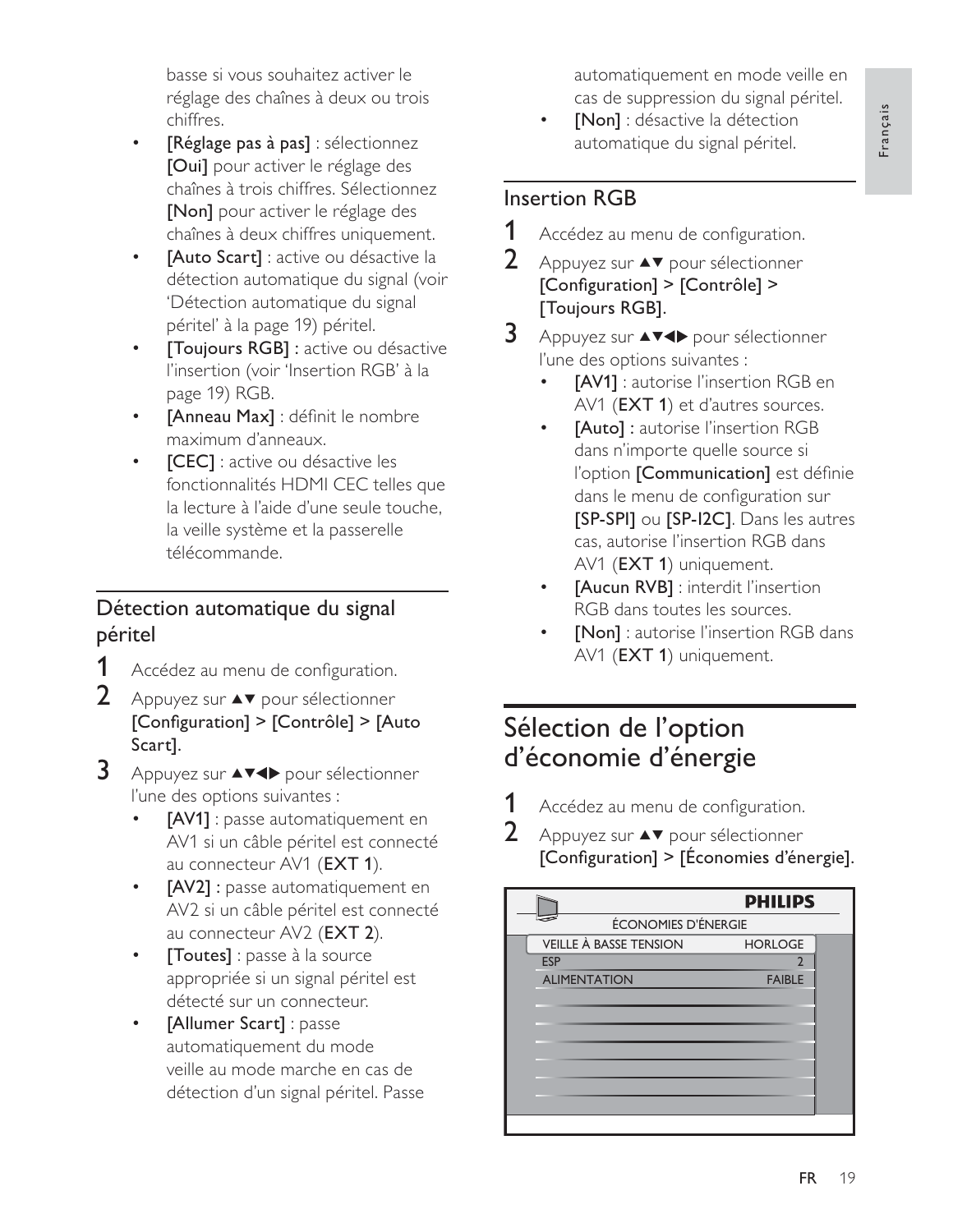basse si vous souhaitez activer le réglage des chaînes à deux ou trois chiffres.

- **[Réglage pas à pas]** : sélectionnez **[Oui]** pour activer le réglage des chaînes à trois chiffres. Sélectionnez **[Non]** pour activer le réglage des chaînes à deux chiffres uniquement.
- **[Auto Scart]** : active ou désactive la détection automatique du signal (voir 'Détection automatique du signal péritel' à la page 19) péritel.
- **[Toujours RGB] :** active ou désactive l'insertion (voir 'Insertion RGB' à la page 19) RGB.
- **[Anneau Max]** : définit le nombre maximum d'anneaux.
- **[CEC]** : active ou désactive les fonctionnalités HDMI CEC telles que la lecture à l'aide d'une seule touche, la veille système et la passerelle télécommande.

## Détection automatique du signal péritel

1. Accédez au menu de configuration.
2. Appuyez sur ▲▼ pour sélectionner **[Configuration] > [Contrôle] > [Auto Scart]**.
3. Appuyez sur ▲▼◀▶ pour sélectionner l'une des options suivantes :
   - **[AV1]** : passe automatiquement en AV1 si un câble péritel est connecté au connecteur AV1 (**EXT 1**).
   - **[AV2] :** passe automatiquement en AV2 si un câble péritel est connecté au connecteur AV2 (**EXT 2**).
   - **[Toutes]** : passe à la source appropriée si un signal péritel est détecté sur un connecteur.
   - **[Allumer Scart]** : passe automatiquement du mode veille au mode marche en cas de détection d'un signal péritel. Passe automatiquement en mode veille en cas de suppression du signal péritel.
   - **[Non]** : désactive la détection automatique du signal péritel.

## Insertion RGB

1. Accédez au menu de configuration.
2. Appuyez sur ▲▼ pour sélectionner **[Configuration] > [Contrôle] > [Toujours RGB]**.
3. Appuyez sur ▲▼◀▶ pour sélectionner l'une des options suivantes :
   - **[AV1]** : autorise l'insertion RGB en AV1 (**EXT 1**) et d'autres sources.
   - **[Auto] :** autorise l'insertion RGB dans n'importe quelle source si l'option **[Communication]** est définie dans le menu de configuration sur **[SP-SPI]** ou **[SP-I2C]**. Dans les autres cas, autorise l'insertion RGB dans AV1 (**EXT 1**) uniquement.
   - **[Aucun RVB]** : interdit l'insertion RGB dans toutes les sources.
   - **[Non]** : autorise l'insertion RGB dans AV1 (**EXT 1**) uniquement.

# Sélection de l'option d'économie d'énergie

1. Accédez au menu de configuration.
2. Appuyez sur ▲▼ pour sélectionner **[Configuration] > [Économies d'énergie]**.

PHILIPS

ÉCONOMIES D'ÉNERGIE

| | |
|---|---|
| VEILLE À BASSE TENSION | HORLOGE |
| ESP | 2 |
| ALIMENTATION | FAIBLE |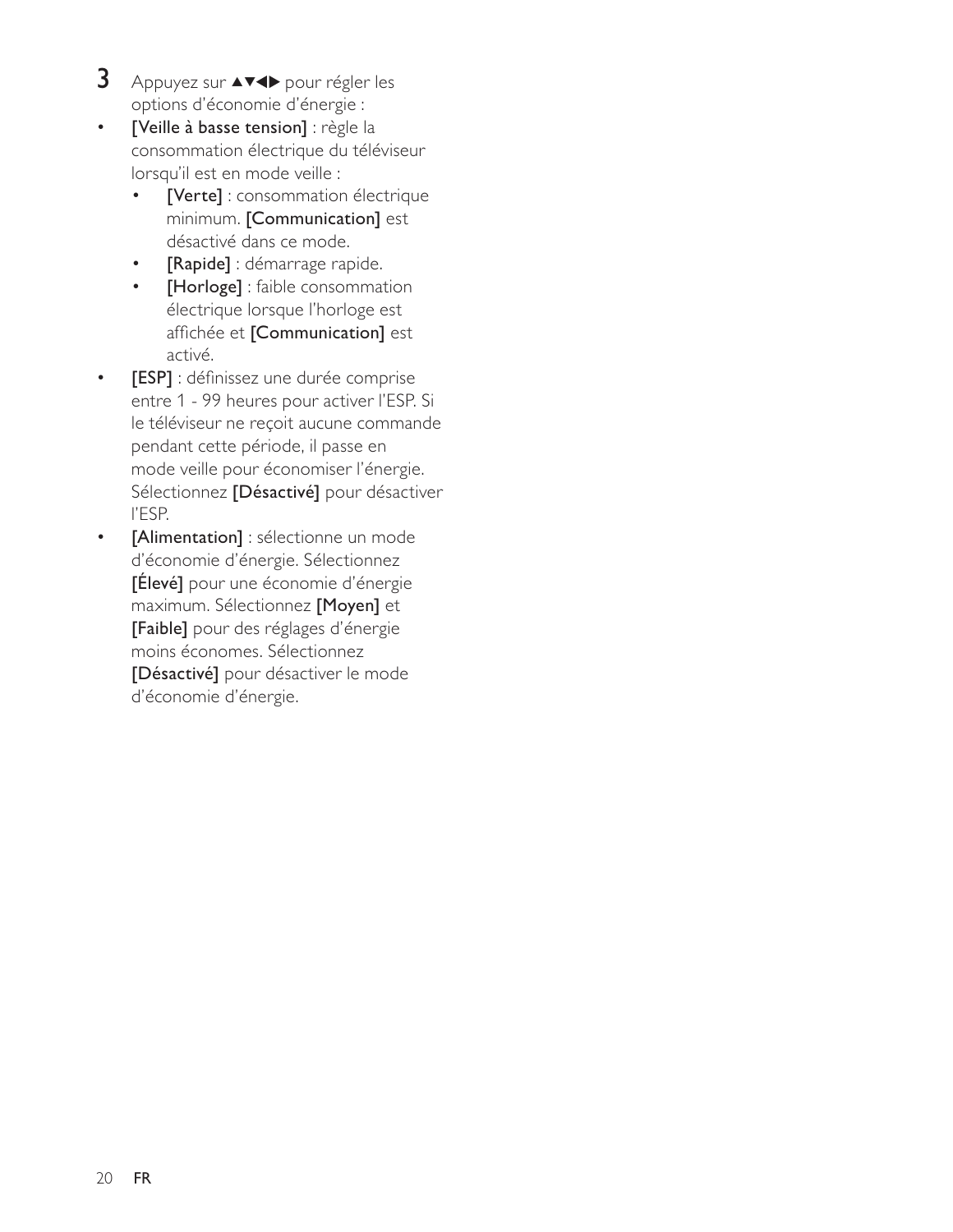3 Appuyez sur ▲▼◀▶ pour régler les options d'économie d'énergie :

- **[Veille à basse tension]** : règle la consommation électrique du téléviseur lorsqu'il est en mode veille :
  - **[Verte]** : consommation électrique minimum. **[Communication]** est désactivé dans ce mode.
  - **[Rapide]** : démarrage rapide.
  - **[Horloge]** : faible consommation électrique lorsque l'horloge est affichée et **[Communication]** est activé.
- **[ESP]** : définissez une durée comprise entre 1 - 99 heures pour activer l'ESP. Si le téléviseur ne reçoit aucune commande pendant cette période, il passe en mode veille pour économiser l'énergie. Sélectionnez **[Désactivé]** pour désactiver l'ESP.
- **[Alimentation]** : sélectionne un mode d'économie d'énergie. Sélectionnez **[Élevé]** pour une économie d'énergie maximum. Sélectionnez **[Moyen]** et **[Faible]** pour des réglages d'énergie moins économes. Sélectionnez **[Désactivé]** pour désactiver le mode d'économie d'énergie.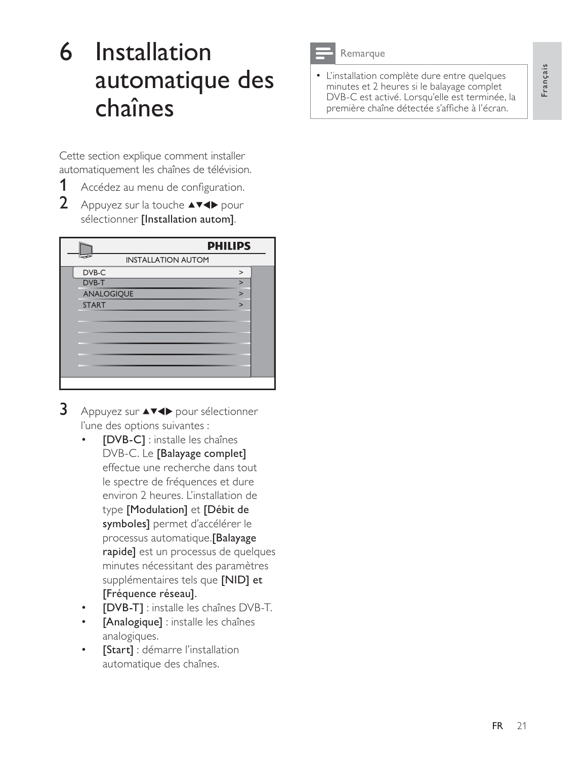# 6 Installation automatique des chaînes

Cette section explique comment installer automatiquement les chaînes de télévision.

1. Accédez au menu de configuration.
2. Appuyez sur la touche ▲▼◀▶ pour sélectionner **[Installation autom]**.

PHILIPS

INSTALLATION AUTOM

| | |
|---|---|
| DVB-C | > |
| DVB-T | > |
| ANALOGIQUE | > |
| START | > |

3. Appuyez sur ▲▼◀▶ pour sélectionner l'une des options suivantes :
   - **[DVB-C]** : installe les chaînes DVB-C. Le **[Balayage complet]** effectue une recherche dans tout le spectre de fréquences et dure environ 2 heures. L'installation de type **[Modulation]** et **[Débit de symboles]** permet d'accélérer le processus automatique.**[Balayage rapide]** est un processus de quelques minutes nécessitant des paramètres supplémentaires tels que **[NID] et [Fréquence réseau]**.
   - **[DVB-T]** : installe les chaînes DVB-T.
   - **[Analogique]** : installe les chaînes analogiques.
   - **[Start]** : démarre l'installation automatique des chaînes.

> **Remarque**
>
> - L'installation complète dure entre quelques minutes et 2 heures si le balayage complet DVB-C est activé. Lorsqu'elle est terminée, la première chaîne détectée s'affiche à l'écran.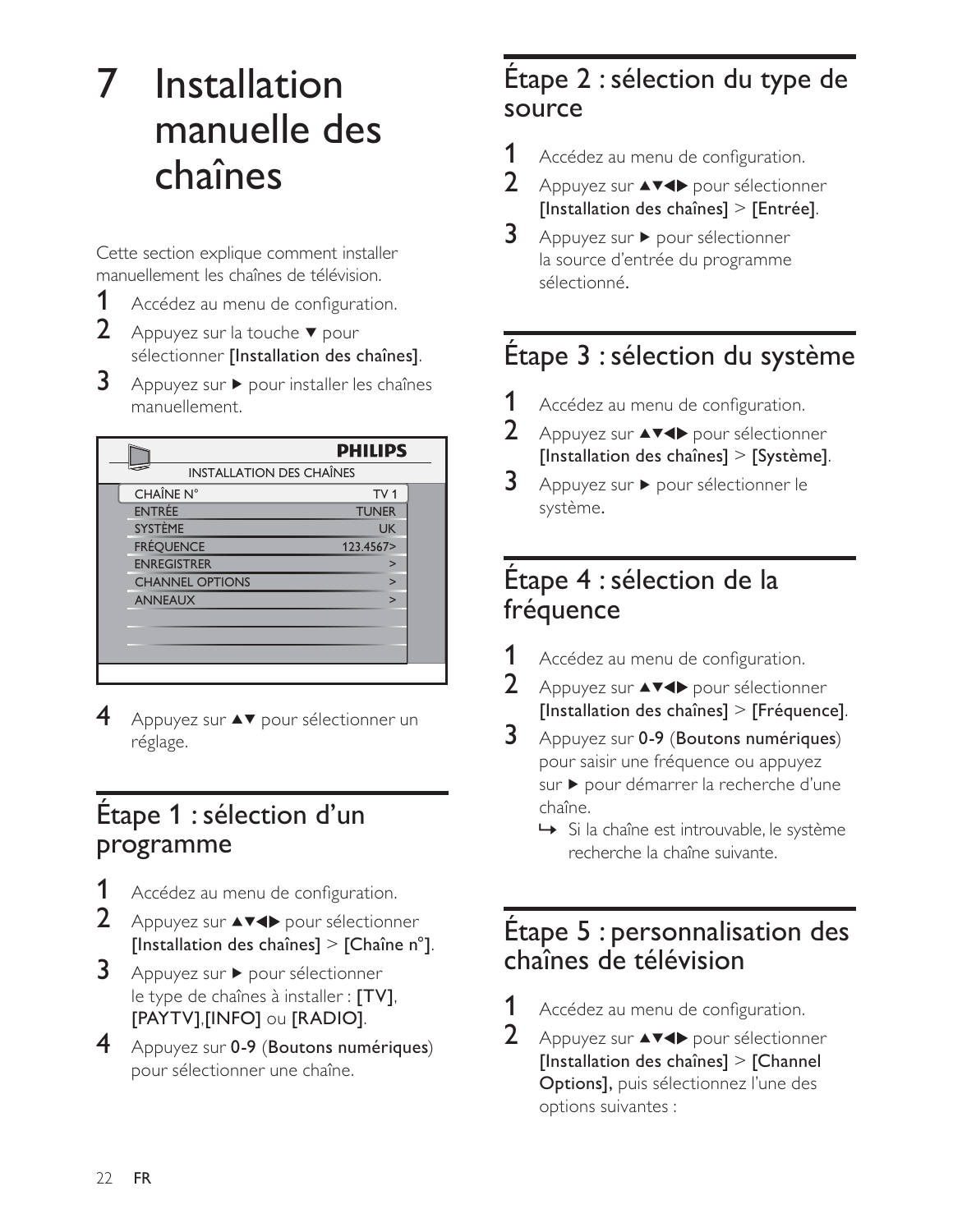# 7 Installation manuelle des chaînes

Cette section explique comment installer manuellement les chaînes de télévision.

1. Accédez au menu de configuration.
2. Appuyez sur la touche ▼ pour sélectionner **[Installation des chaînes]**.
3. Appuyez sur ▶ pour installer les chaînes manuellement.

| PHILIPS | |
|---|---|
| INSTALLATION DES CHAÎNES | |
| CHAÎNE N° | TV 1 |
| ENTRÉE | TUNER |
| SYSTÈME | UK |
| FRÉQUENCE | 123.4567> |
| ENREGISTRER | > |
| CHANNEL OPTIONS | > |
| ANNEAUX | > |

4. Appuyez sur ▲▼ pour sélectionner un réglage.

## Étape 1 : sélection d'un programme

1. Accédez au menu de configuration.
2. Appuyez sur ▲▼◀▶ pour sélectionner **[Installation des chaînes]** > **[Chaîne n°]**.
3. Appuyez sur ▶ pour sélectionner le type de chaînes à installer : **[TV]**, **[PAYTV]**,**[INFO]** ou **[RADIO]**.
4. Appuyez sur **0-9** (**Boutons numériques**) pour sélectionner une chaîne.

## Étape 2 : sélection du type de source

1. Accédez au menu de configuration.
2. Appuyez sur ▲▼◀▶ pour sélectionner **[Installation des chaînes]** > **[Entrée]**.
3. Appuyez sur ▶ pour sélectionner la source d'entrée du programme sélectionné.

## Étape 3 : sélection du système

1. Accédez au menu de configuration.
2. Appuyez sur ▲▼◀▶ pour sélectionner **[Installation des chaînes]** > **[Système]**.
3. Appuyez sur ▶ pour sélectionner le système.

## Étape 4 : sélection de la fréquence

1. Accédez au menu de configuration.
2. Appuyez sur ▲▼◀▶ pour sélectionner **[Installation des chaînes]** > **[Fréquence]**.
3. Appuyez sur **0-9** (**Boutons numériques**) pour saisir une fréquence ou appuyez sur ▶ pour démarrer la recherche d'une chaîne.
   ↪ Si la chaîne est introuvable, le système recherche la chaîne suivante.

## Étape 5 : personnalisation des chaînes de télévision

1. Accédez au menu de configuration.
2. Appuyez sur ▲▼◀▶ pour sélectionner **[Installation des chaînes]** > **[Channel Options],** puis sélectionnez l'une des options suivantes :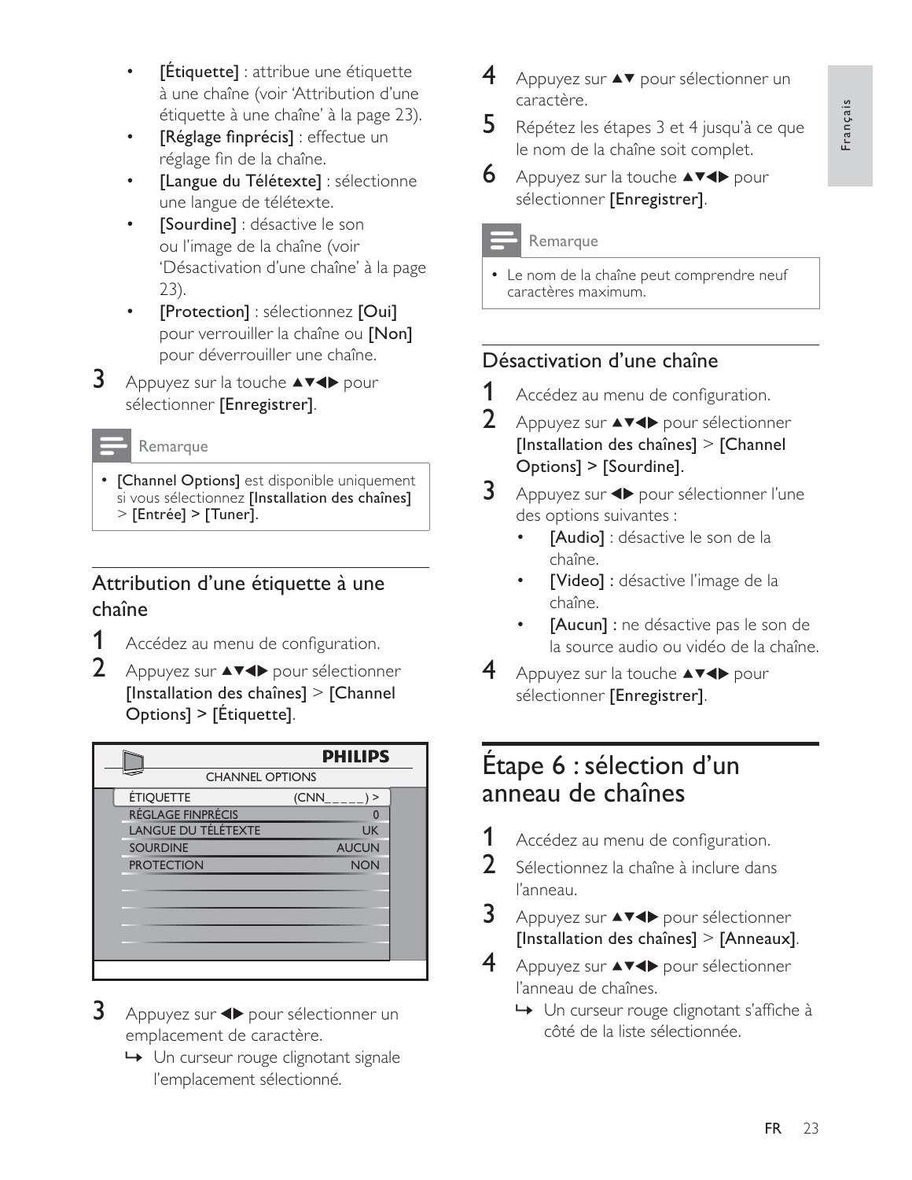- **[Étiquette]** : attribue une étiquette à une chaîne (voir 'Attribution d'une étiquette à une chaîne' à la page 23).
- **[Réglage finprécis]** : effectue un réglage fin de la chaîne.
- **[Langue du Télétexte]** : sélectionne une langue de télétexte.
- **[Sourdine]** : désactive le son ou l'image de la chaîne (voir 'Désactivation d'une chaîne' à la page 23).
- **[Protection]** : sélectionnez **[Oui]** pour verrouiller la chaîne ou **[Non]** pour déverrouiller une chaîne.

3 Appuyez sur la touche ▲▼◀▶ pour sélectionner **[Enregistrer]**.

> **Remarque**
>
> - **[Channel Options]** est disponible uniquement si vous sélectionnez **[Installation des chaînes]** > **[Entrée]** > **[Tuner]**.

## Attribution d'une étiquette à une chaîne

1 Accédez au menu de configuration.

2 Appuyez sur ▲▼◀▶ pour sélectionner **[Installation des chaînes]** > **[Channel Options]** > **[Étiquette]**.

PHILIPS

CHANNEL OPTIONS

| | |
|---|---|
| ÉTIQUETTE | (CNN_____) > |
| RÉGLAGE FINPRÉCIS | 0 |
| LANGUE DU TÉLÉTEXTE | UK |
| SOURDINE | AUCUN |
| PROTECTION | NON |

3 Appuyez sur ◀▶ pour sélectionner un emplacement de caractère.

↳ Un curseur rouge clignotant signale l'emplacement sélectionné.

4 Appuyez sur ▲▼ pour sélectionner un caractère.

5 Répétez les étapes 3 et 4 jusqu'à ce que le nom de la chaîne soit complet.

6 Appuyez sur la touche ▲▼◀▶ pour sélectionner **[Enregistrer]**.

> **Remarque**
>
> - Le nom de la chaîne peut comprendre neuf caractères maximum.

## Désactivation d'une chaîne

1 Accédez au menu de configuration.

2 Appuyez sur ▲▼◀▶ pour sélectionner **[Installation des chaînes]** > **[Channel Options]** > **[Sourdine]**.

3 Appuyez sur ◀▶ pour sélectionner l'une des options suivantes :

- **[Audio]** : désactive le son de la chaîne.
- **[Video]** : désactive l'image de la chaîne.
- **[Aucun]** : ne désactive pas le son de la source audio ou vidéo de la chaîne.

4 Appuyez sur la touche ▲▼◀▶ pour sélectionner **[Enregistrer]**.

# Étape 6 : sélection d'un anneau de chaînes

1 Accédez au menu de configuration.

2 Sélectionnez la chaîne à inclure dans l'anneau.

3 Appuyez sur ▲▼◀▶ pour sélectionner **[Installation des chaînes]** > **[Anneaux]**.

4 Appuyez sur ▲▼◀▶ pour sélectionner l'anneau de chaînes.

↳ Un curseur rouge clignotant s'affiche à côté de la liste sélectionnée.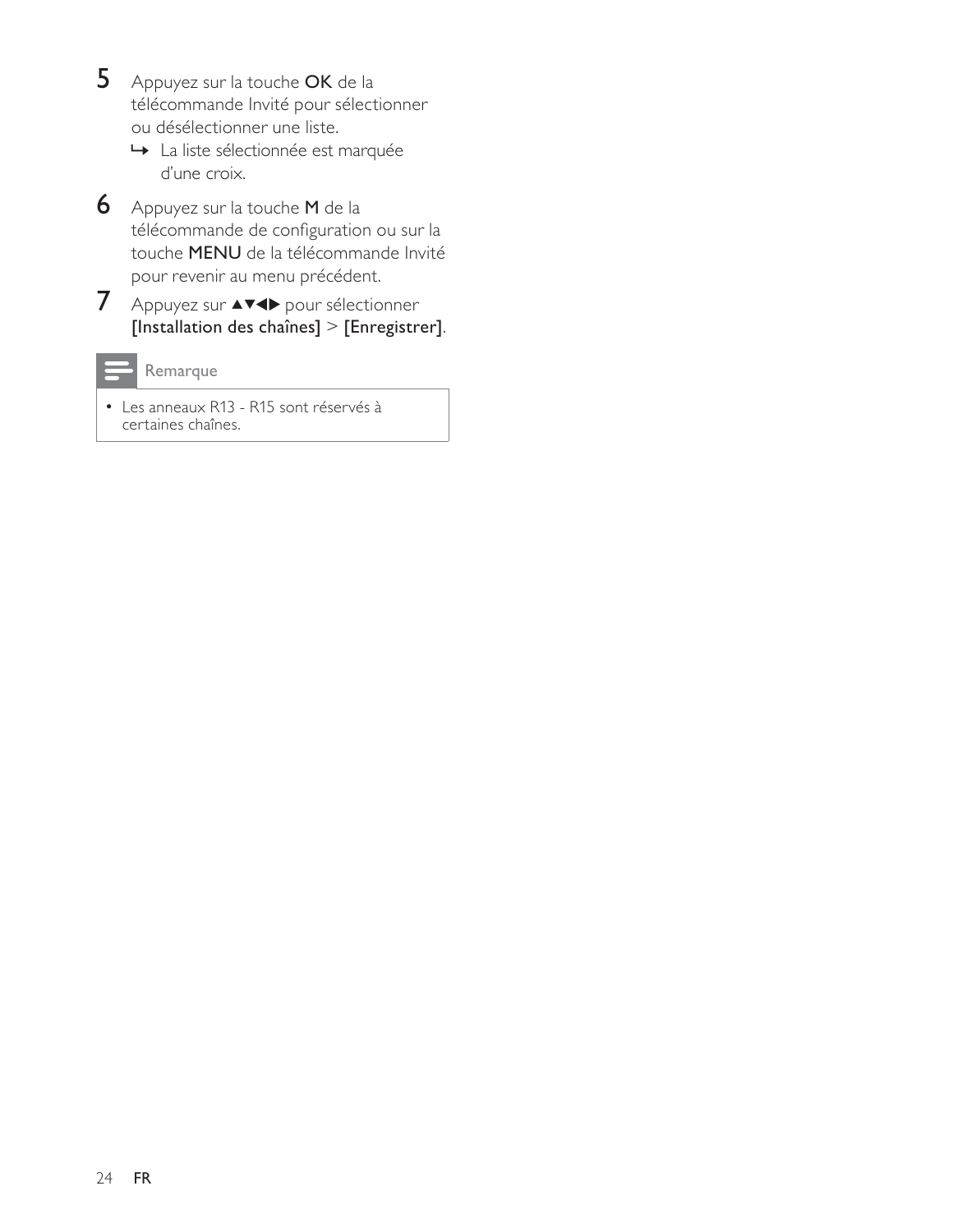5. Appuyez sur la touche **OK** de la télécommande Invité pour sélectionner ou désélectionner une liste.
   ↳ La liste sélectionnée est marquée d'une croix.
6. Appuyez sur la touche **M** de la télécommande de configuration ou sur la touche **MENU** de la télécommande Invité pour revenir au menu précédent.
7. Appuyez sur ▲▼◀▶ pour sélectionner **[Installation des chaînes]** > **[Enregistrer]**.

**Remarque**

- Les anneaux R13 - R15 sont réservés à certaines chaînes.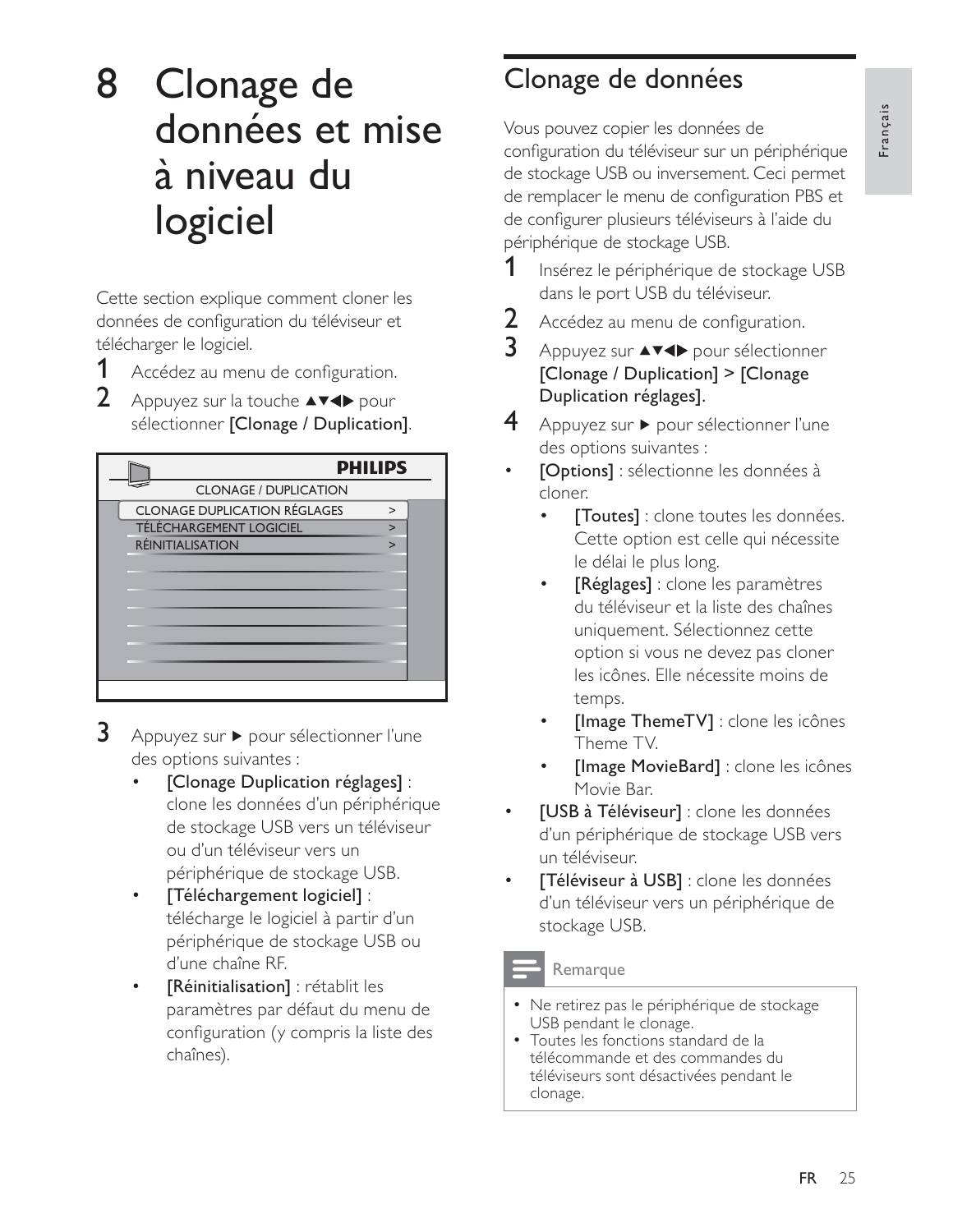# 8 Clonage de données et mise à niveau du logiciel

Cette section explique comment cloner les données de configuration du téléviseur et télécharger le logiciel.

1. Accédez au menu de configuration.
2. Appuyez sur la touche ▲▼◀▶ pour sélectionner [Clonage / Duplication].

PHILIPS

CLONAGE / DUPLICATION

| | |
|---|---|
| CLONAGE DUPLICATION RÉGLAGES | > |
| TÉLÉCHARGEMENT LOGICIEL | > |
| RÉINITIALISATION | > |

3. Appuyez sur ▶ pour sélectionner l'une des options suivantes :
   - [Clonage Duplication réglages] : clone les données d'un périphérique de stockage USB vers un téléviseur ou d'un téléviseur vers un périphérique de stockage USB.
   - [Téléchargement logiciel] : télécharge le logiciel à partir d'un périphérique de stockage USB ou d'une chaîne RF.
   - [Réinitialisation] : rétablit les paramètres par défaut du menu de configuration (y compris la liste des chaînes).

## Clonage de données

Vous pouvez copier les données de configuration du téléviseur sur un périphérique de stockage USB ou inversement. Ceci permet de remplacer le menu de configuration PBS et de configurer plusieurs téléviseurs à l'aide du périphérique de stockage USB.

1. Insérez le périphérique de stockage USB dans le port USB du téléviseur.
2. Accédez au menu de configuration.
3. Appuyez sur ▲▼◀▶ pour sélectionner [Clonage / Duplication] > [Clonage Duplication réglages].
4. Appuyez sur ▶ pour sélectionner l'une des options suivantes :

- [Options] : sélectionne les données à cloner.
  - [Toutes] : clone toutes les données. Cette option est celle qui nécessite le délai le plus long.
  - [Réglages] : clone les paramètres du téléviseur et la liste des chaînes uniquement. Sélectionnez cette option si vous ne devez pas cloner les icônes. Elle nécessite moins de temps.
  - [Image ThemeTV] : clone les icônes Theme TV.
  - [Image MovieBard] : clone les icônes Movie Bar.
- [USB à Téléviseur] : clone les données d'un périphérique de stockage USB vers un téléviseur.
- [Téléviseur à USB] : clone les données d'un téléviseur vers un périphérique de stockage USB.

**Remarque**

- Ne retirez pas le périphérique de stockage USB pendant le clonage.
- Toutes les fonctions standard de la télécommande et des commandes du téléviseurs sont désactivées pendant le clonage.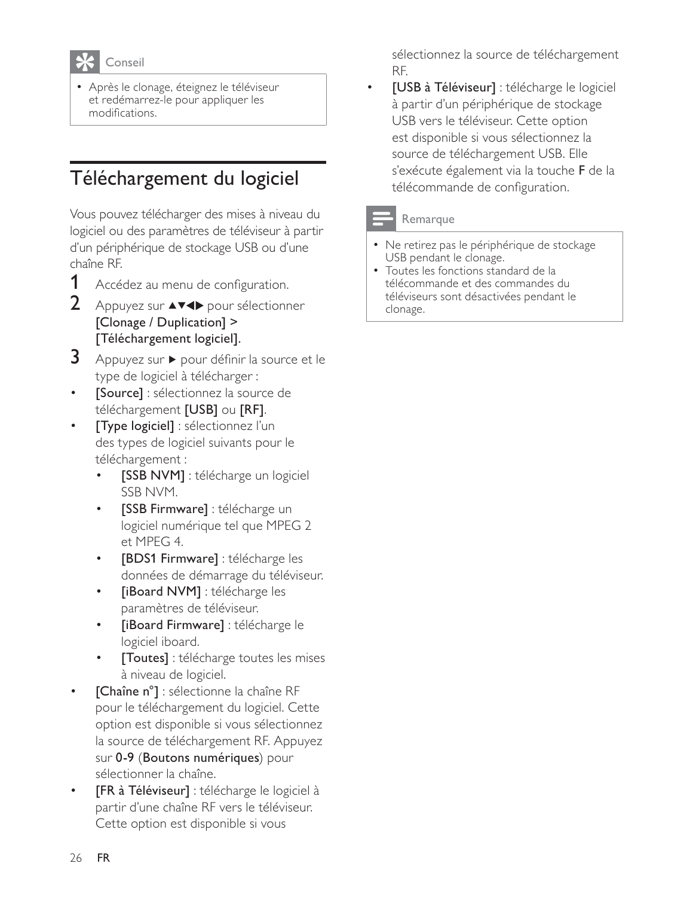> **Conseil**
>
> - Après le clonage, éteignez le téléviseur et redémarrez-le pour appliquer les modifications.

## Téléchargement du logiciel

Vous pouvez télécharger des mises à niveau du logiciel ou des paramètres de téléviseur à partir d'un périphérique de stockage USB ou d'une chaîne RF.

1. Accédez au menu de configuration.
2. Appuyez sur ▲▼◀▶ pour sélectionner **[Clonage / Duplication] > [Téléchargement logiciel]**.
3. Appuyez sur ▶ pour définir la source et le type de logiciel à télécharger :

- **[Source]** : sélectionnez la source de téléchargement **[USB]** ou **[RF]**.
- **[Type logiciel]** : sélectionnez l'un des types de logiciel suivants pour le téléchargement :
  - **[SSB NVM]** : télécharge un logiciel SSB NVM.
  - **[SSB Firmware]** : télécharge un logiciel numérique tel que MPEG 2 et MPEG 4.
  - **[BDS1 Firmware]** : télécharge les données de démarrage du téléviseur.
  - **[iBoard NVM]** : télécharge les paramètres de téléviseur.
  - **[iBoard Firmware]** : télécharge le logiciel iboard.
  - **[Toutes]** : télécharge toutes les mises à niveau de logiciel.
- **[Chaîne n°]** : sélectionne la chaîne RF pour le téléchargement du logiciel. Cette option est disponible si vous sélectionnez la source de téléchargement RF. Appuyez sur **0-9** (**Boutons numériques**) pour sélectionner la chaîne.
- **[FR à Téléviseur]** : télécharge le logiciel à partir d'une chaîne RF vers le téléviseur. Cette option est disponible si vous sélectionnez la source de téléchargement RF.
- **[USB à Téléviseur]** : télécharge le logiciel à partir d'un périphérique de stockage USB vers le téléviseur. Cette option est disponible si vous sélectionnez la source de téléchargement USB. Elle s'exécute également via la touche **F** de la télécommande de configuration.

> **Remarque**
>
> - Ne retirez pas le périphérique de stockage USB pendant le clonage.
> - Toutes les fonctions standard de la télécommande et des commandes du téléviseurs sont désactivées pendant le clonage.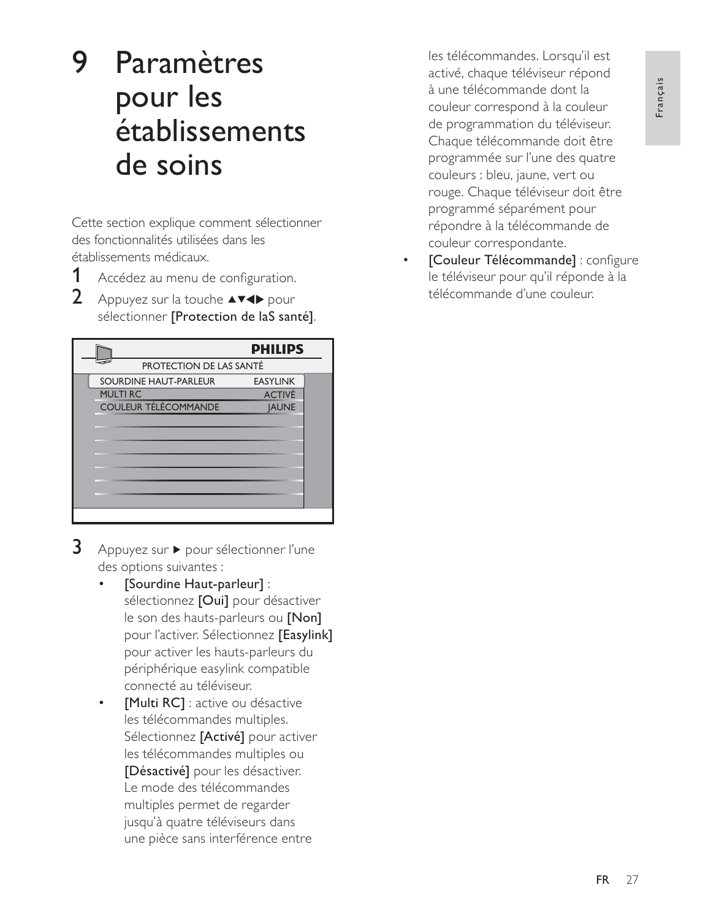# 9 Paramètres pour les établissements de soins

Cette section explique comment sélectionner des fonctionnalités utilisées dans les établissements médicaux.

1. Accédez au menu de configuration.
2. Appuyez sur la touche ▲▼◀▶ pour sélectionner **[Protection de laS santé]**.

| PROTECTION DE LAS SANTÉ | |
|---|---|
| SOURDINE HAUT-PARLEUR | EASYLINK |
| MULTI RC | ACTIVÉ |
| COULEUR TÉLÉCOMMANDE | JAUNE |

3. Appuyez sur ▶ pour sélectionner l'une des options suivantes :
   - **[Sourdine Haut-parleur]** : sélectionnez **[Oui]** pour désactiver le son des hauts-parleurs ou **[Non]** pour l'activer. Sélectionnez **[Easylink]** pour activer les hauts-parleurs du périphérique easylink compatible connecté au téléviseur.
   - **[Multi RC]** : active ou désactive les télécommandes multiples. Sélectionnez **[Activé]** pour activer les télécommandes multiples ou **[Désactivé]** pour les désactiver. Le mode des télécommandes multiples permet de regarder jusqu'à quatre téléviseurs dans une pièce sans interférence entre les télécommandes. Lorsqu'il est activé, chaque téléviseur répond à une télécommande dont la couleur correspond à la couleur de programmation du téléviseur. Chaque télécommande doit être programmée sur l'une des quatre couleurs : bleu, jaune, vert ou rouge. Chaque téléviseur doit être programmé séparément pour répondre à la télécommande de couleur correspondante.
   - **[Couleur Télécommande]** : configure le téléviseur pour qu'il réponde à la télécommande d'une couleur.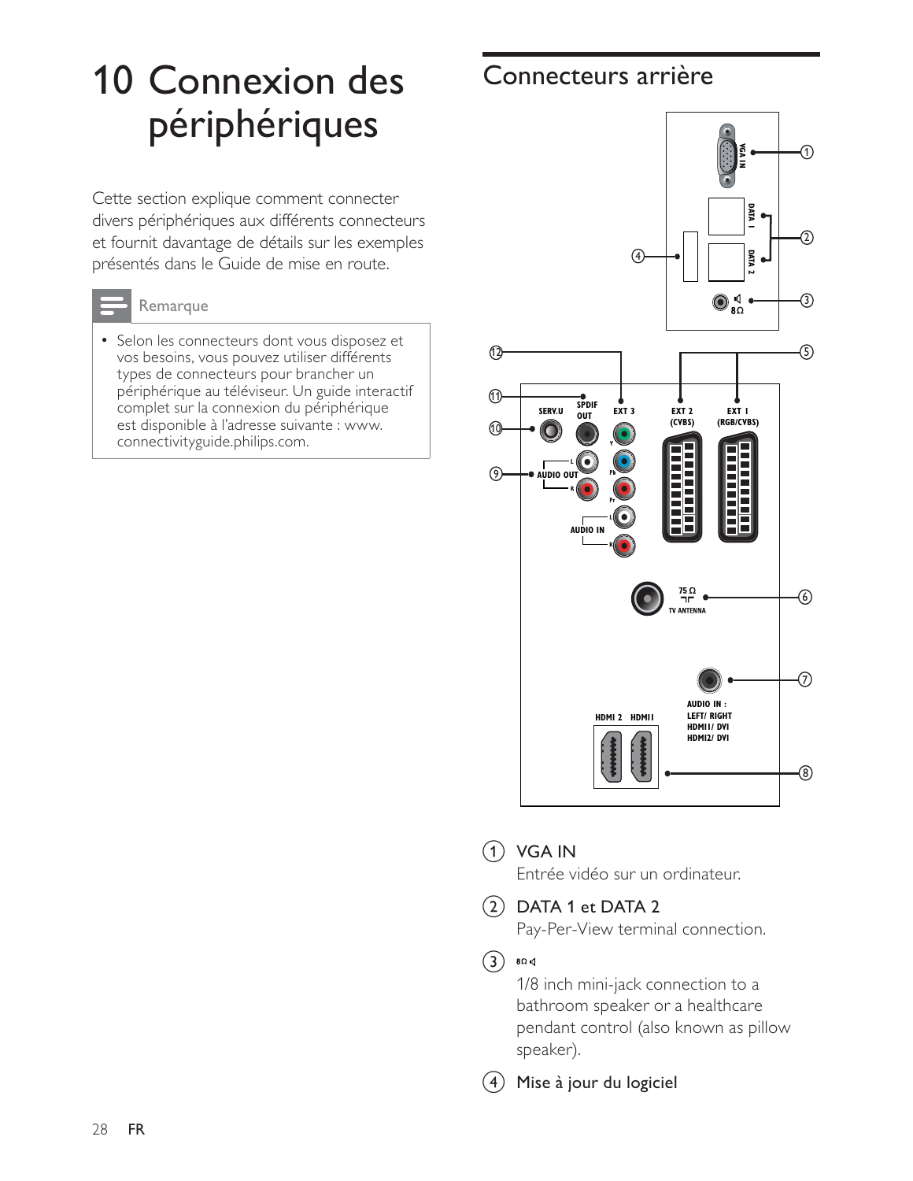# 10 Connexion des périphériques

Cette section explique comment connecter divers périphériques aux différents connecteurs et fournit davantage de détails sur les exemples présentés dans le Guide de mise en route.

**Remarque**

- Selon les connecteurs dont vous disposez et vos besoins, vous pouvez utiliser différents types de connecteurs pour brancher un périphérique au téléviseur. Un guide interactif complet sur la connexion du périphérique est disponible à l'adresse suivante : www.connectivityguide.philips.com.

## Connecteurs arrière

① **VGA IN**
Entrée vidéo sur un ordinateur.

② **DATA 1 et DATA 2**
Pay-Per-View terminal connection.

③ **8Ω**
1/8 inch mini-jack connection to a bathroom speaker or a healthcare pendant control (also known as pillow speaker).

④ **Mise à jour du logiciel**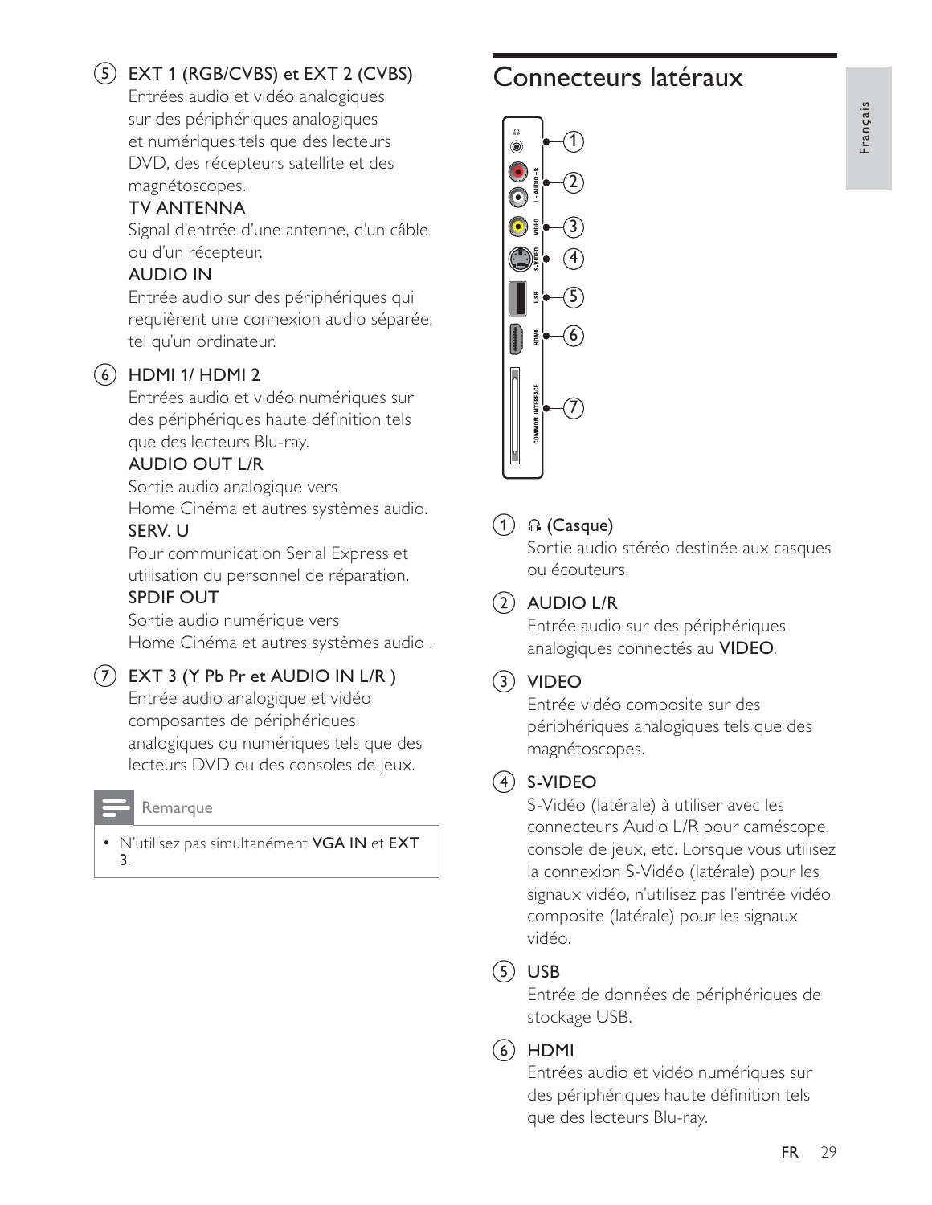⑤ EXT 1 (RGB/CVBS) et EXT 2 (CVBS)

Entrées audio et vidéo analogiques sur des périphériques analogiques et numériques tels que des lecteurs DVD, des récepteurs satellite et des magnétoscopes.

TV ANTENNA

Signal d'entrée d'une antenne, d'un câble ou d'un récepteur.

AUDIO IN

Entrée audio sur des périphériques qui requièrent une connexion audio séparée, tel qu'un ordinateur.

⑥ HDMI 1/ HDMI 2

Entrées audio et vidéo numériques sur des périphériques haute définition tels que des lecteurs Blu-ray.

AUDIO OUT L/R

Sortie audio analogique vers Home Cinéma et autres systèmes audio.

SERV. U

Pour communication Serial Express et utilisation du personnel de réparation.

SPDIF OUT

Sortie audio numérique vers Home Cinéma et autres systèmes audio .

⑦ EXT 3 (Y Pb Pr et AUDIO IN L/R )

Entrée audio analogique et vidéo composantes de périphériques analogiques ou numériques tels que des lecteurs DVD ou des consoles de jeux.

**Remarque**

- N'utilisez pas simultanément **VGA IN** et **EXT 3**.

# Connecteurs latéraux

① (Casque)

Sortie audio stéréo destinée aux casques ou écouteurs.

② AUDIO L/R

Entrée audio sur des périphériques analogiques connectés au **VIDEO**.

③ VIDEO

Entrée vidéo composite sur des périphériques analogiques tels que des magnétoscopes.

④ S-VIDEO

S-Vidéo (latérale) à utiliser avec les connecteurs Audio L/R pour caméscope, console de jeux, etc. Lorsque vous utilisez la connexion S-Vidéo (latérale) pour les signaux vidéo, n'utilisez pas l'entrée vidéo composite (latérale) pour les signaux vidéo.

⑤ USB

Entrée de données de périphériques de stockage USB.

⑥ HDMI

Entrées audio et vidéo numériques sur des périphériques haute définition tels que des lecteurs Blu-ray.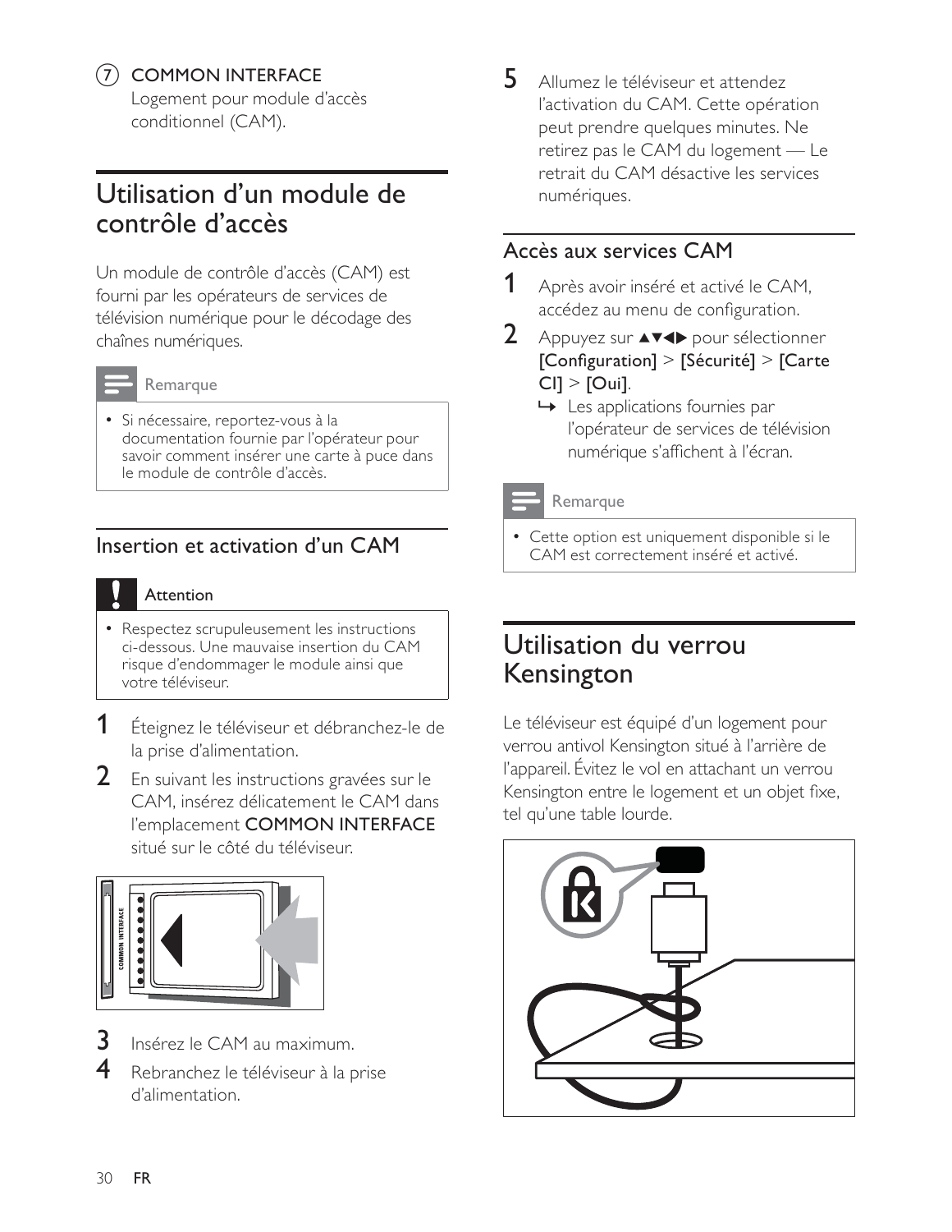7. COMMON INTERFACE
   Logement pour module d'accès conditionnel (CAM).

## Utilisation d'un module de contrôle d'accès

Un module de contrôle d'accès (CAM) est fourni par les opérateurs de services de télévision numérique pour le décodage des chaînes numériques.

**Remarque**

- Si nécessaire, reportez-vous à la documentation fournie par l'opérateur pour savoir comment insérer une carte à puce dans le module de contrôle d'accès.

### Insertion et activation d'un CAM

**Attention**

- Respectez scrupuleusement les instructions ci-dessous. Une mauvaise insertion du CAM risque d'endommager le module ainsi que votre téléviseur.

1. Éteignez le téléviseur et débranchez-le de la prise d'alimentation.
2. En suivant les instructions gravées sur le CAM, insérez délicatement le CAM dans l'emplacement **COMMON INTERFACE** situé sur le côté du téléviseur.
3. Insérez le CAM au maximum.
4. Rebranchez le téléviseur à la prise d'alimentation.
5. Allumez le téléviseur et attendez l'activation du CAM. Cette opération peut prendre quelques minutes. Ne retirez pas le CAM du logement — Le retrait du CAM désactive les services numériques.

### Accès aux services CAM

1. Après avoir inséré et activé le CAM, accédez au menu de configuration.
2. Appuyez sur ▲▼◀▶ pour sélectionner **[Configuration]** > **[Sécurité]** > **[Carte CI]** > **[Oui]**.
   ↪ Les applications fournies par l'opérateur de services de télévision numérique s'affichent à l'écran.

**Remarque**

- Cette option est uniquement disponible si le CAM est correctement inséré et activé.

## Utilisation du verrou Kensington

Le téléviseur est équipé d'un logement pour verrou antivol Kensington situé à l'arrière de l'appareil. Évitez le vol en attachant un verrou Kensington entre le logement et un objet fixe, tel qu'une table lourde.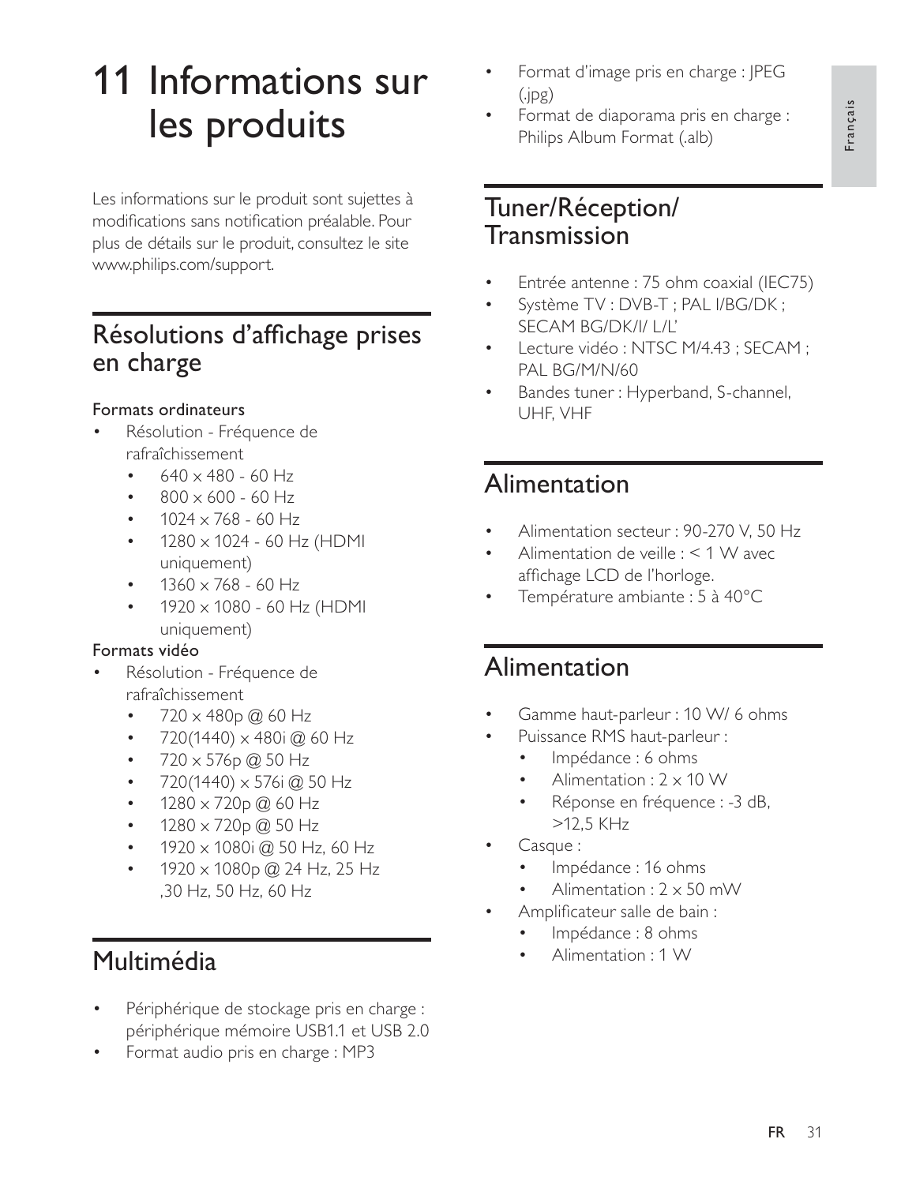// The "Français" side tab is omitted as a running page element, like headers and page numbers.
# 11 Informations sur les produits

Les informations sur le produit sont sujettes à modifications sans notification préalable. Pour plus de détails sur le produit, consultez le site www.philips.com/support.

## Résolutions d'affichage prises en charge

Formats ordinateurs

- Résolution - Fréquence de rafraîchissement
    - 640 x 480 - 60 Hz
    - 800 x 600 - 60 Hz
    - 1024 x 768 - 60 Hz
    - 1280 x 1024 - 60 Hz (HDMI uniquement)
    - 1360 x 768 - 60 Hz
    - 1920 x 1080 - 60 Hz (HDMI uniquement)

Formats vidéo

- Résolution - Fréquence de rafraîchissement
    - 720 x 480p @ 60 Hz
    - 720(1440) x 480i @ 60 Hz
    - 720 x 576p @ 50 Hz
    - 720(1440) x 576i @ 50 Hz
    - 1280 x 720p @ 60 Hz
    - 1280 x 720p @ 50 Hz
    - 1920 x 1080i @ 50 Hz, 60 Hz
    - 1920 x 1080p @ 24 Hz, 25 Hz ,30 Hz, 50 Hz, 60 Hz

## Multimédia

- Périphérique de stockage pris en charge : périphérique mémoire USB1.1 et USB 2.0
- Format audio pris en charge : MP3
- Format d'image pris en charge : JPEG (.jpg)
- Format de diaporama pris en charge : Philips Album Format (.alb)

## Tuner/Réception/ Transmission

- Entrée antenne : 75 ohm coaxial (IEC75)
- Système TV : DVB-T ; PAL I/BG/DK ; SECAM BG/DK/I/ L/L'
- Lecture vidéo : NTSC M/4.43 ; SECAM ; PAL BG/M/N/60
- Bandes tuner : Hyperband, S-channel, UHF, VHF

## Alimentation

- Alimentation secteur : 90-270 V, 50 Hz
- Alimentation de veille : < 1 W avec affichage LCD de l'horloge.
- Température ambiante : 5 à 40°C

## Alimentation

- Gamme haut-parleur : 10 W/ 6 ohms
- Puissance RMS haut-parleur :
    - Impédance : 6 ohms
    - Alimentation : 2 x 10 W
    - Réponse en fréquence : -3 dB, >12,5 KHz
- Casque :
    - Impédance : 16 ohms
    - Alimentation : 2 x 50 mW
- Amplificateur salle de bain :
    - Impédance : 8 ohms
    - Alimentation : 1 W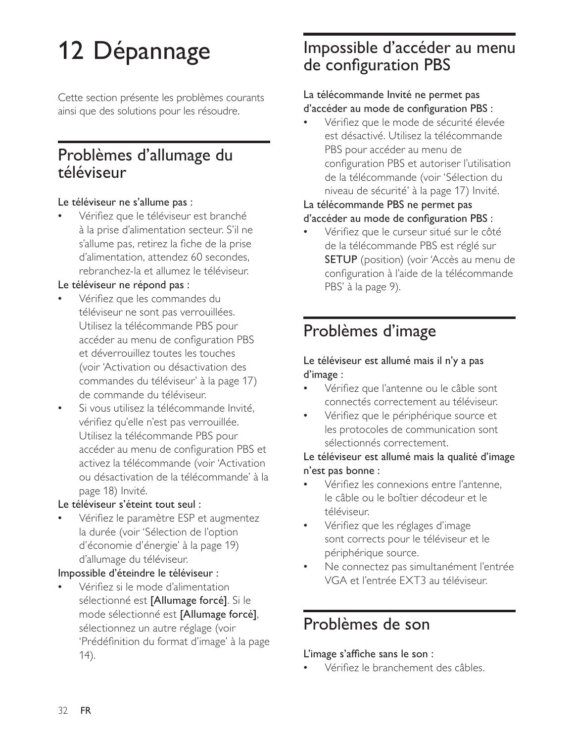# 12 Dépannage

Cette section présente les problèmes courants ainsi que des solutions pour les résoudre.

## Problèmes d'allumage du téléviseur

Le téléviseur ne s'allume pas :

- Vérifiez que le téléviseur est branché à la prise d'alimentation secteur. S'il ne s'allume pas, retirez la fiche de la prise d'alimentation, attendez 60 secondes, rebranchez-la et allumez le téléviseur.

Le téléviseur ne répond pas :

- Vérifiez que les commandes du téléviseur ne sont pas verrouillées. Utilisez la télécommande PBS pour accéder au menu de configuration PBS et déverrouillez toutes les touches (voir 'Activation ou désactivation des commandes du téléviseur' à la page 17) de commande du téléviseur.
- Si vous utilisez la télécommande Invité, vérifiez qu'elle n'est pas verrouillée. Utilisez la télécommande PBS pour accéder au menu de configuration PBS et activez la télécommande (voir 'Activation ou désactivation de la télécommande' à la page 18) Invité.

Le téléviseur s'éteint tout seul :

- Vérifiez le paramètre ESP et augmentez la durée (voir 'Sélection de l'option d'économie d'énergie' à la page 19) d'allumage du téléviseur.

Impossible d'éteindre le téléviseur :

- Vérifiez si le mode d'alimentation sélectionné est **[Allumage forcé]**. Si le mode sélectionné est **[Allumage forcé]**, sélectionnez un autre réglage (voir 'Prédéfinition du format d'image' à la page 14).

## Impossible d'accéder au menu de configuration PBS

La télécommande Invité ne permet pas d'accéder au mode de configuration PBS :

- Vérifiez que le mode de sécurité élevée est désactivé. Utilisez la télécommande PBS pour accéder au menu de configuration PBS et autoriser l'utilisation de la télécommande (voir 'Sélection du niveau de sécurité' à la page 17) Invité.

La télécommande PBS ne permet pas d'accéder au mode de configuration PBS :

- Vérifiez que le curseur situé sur le côté de la télécommande PBS est réglé sur **SETUP** (position) (voir 'Accès au menu de configuration à l'aide de la télécommande PBS' à la page 9).

## Problèmes d'image

Le téléviseur est allumé mais il n'y a pas d'image :

- Vérifiez que l'antenne ou le câble sont connectés correctement au téléviseur.
- Vérifiez que le périphérique source et les protocoles de communication sont sélectionnés correctement.

Le téléviseur est allumé mais la qualité d'image n'est pas bonne :

- Vérifiez les connexions entre l'antenne, le câble ou le boîtier décodeur et le téléviseur.
- Vérifiez que les réglages d'image sont corrects pour le téléviseur et le périphérique source.
- Ne connectez pas simultanément l'entrée VGA et l'entrée EXT3 au téléviseur.

## Problèmes de son

L'image s'affiche sans le son :

- Vérifiez le branchement des câbles.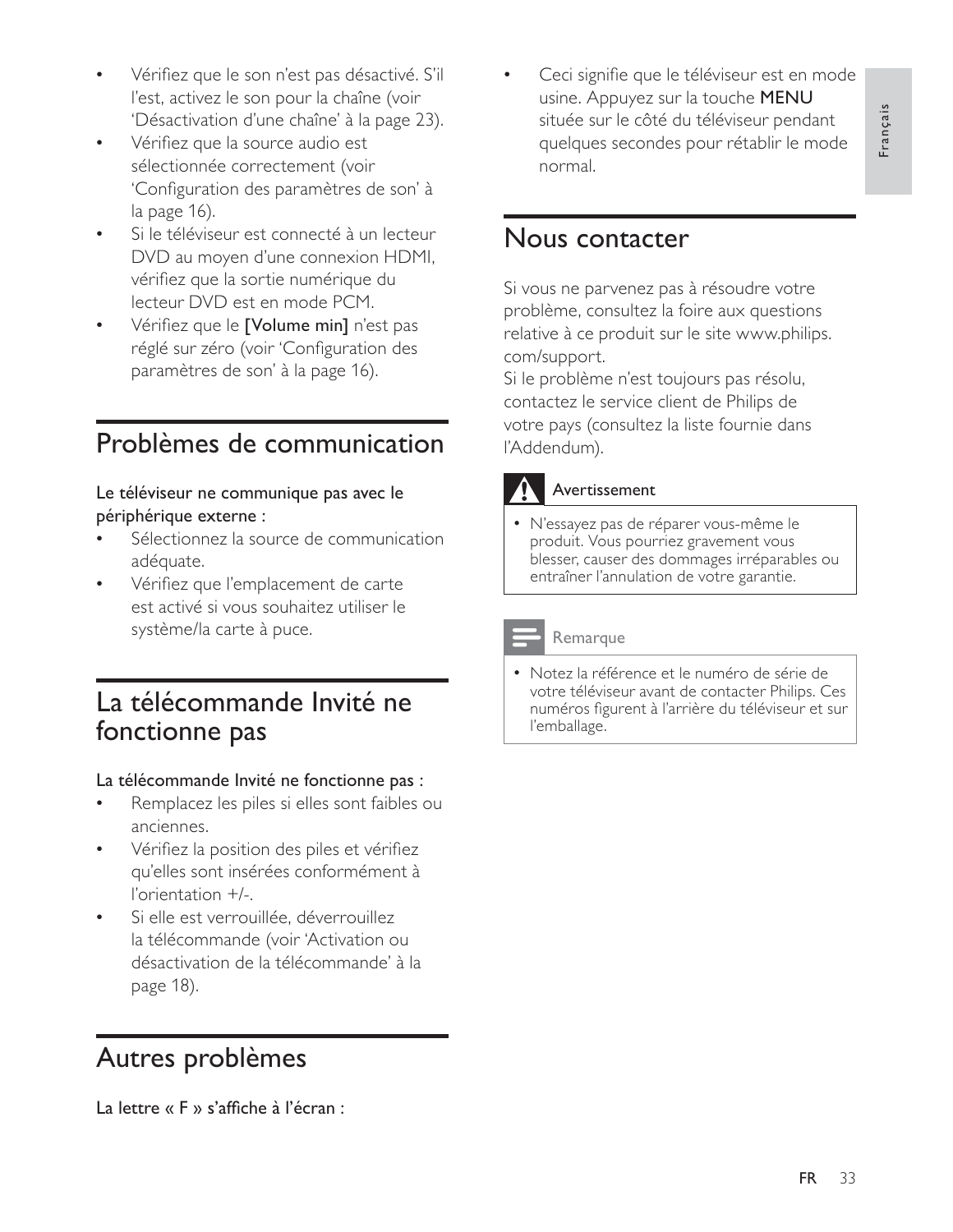- Vérifiez que le son n'est pas désactivé. S'il l'est, activez le son pour la chaîne (voir 'Désactivation d'une chaîne' à la page 23).
- Vérifiez que la source audio est sélectionnée correctement (voir 'Configuration des paramètres de son' à la page 16).
- Si le téléviseur est connecté à un lecteur DVD au moyen d'une connexion HDMI, vérifiez que la sortie numérique du lecteur DVD est en mode PCM.
- Vérifiez que le **[Volume min]** n'est pas réglé sur zéro (voir 'Configuration des paramètres de son' à la page 16).

## Problèmes de communication

Le téléviseur ne communique pas avec le périphérique externe :

- Sélectionnez la source de communication adéquate.
- Vérifiez que l'emplacement de carte est activé si vous souhaitez utiliser le système/la carte à puce.

## La télécommande Invité ne fonctionne pas

La télécommande Invité ne fonctionne pas :

- Remplacez les piles si elles sont faibles ou anciennes.
- Vérifiez la position des piles et vérifiez qu'elles sont insérées conformément à l'orientation +/-.
- Si elle est verrouillée, déverrouillez la télécommande (voir 'Activation ou désactivation de la télécommande' à la page 18).

## Autres problèmes

La lettre « F » s'affiche à l'écran :

- Ceci signifie que le téléviseur est en mode usine. Appuyez sur la touche **MENU** située sur le côté du téléviseur pendant quelques secondes pour rétablir le mode normal.

## Nous contacter

Si vous ne parvenez pas à résoudre votre problème, consultez la foire aux questions relative à ce produit sur le site www.philips.com/support.
Si le problème n'est toujours pas résolu, contactez le service client de Philips de votre pays (consultez la liste fournie dans l'Addendum).

**Avertissement**

- N'essayez pas de réparer vous-même le produit. Vous pourriez gravement vous blesser, causer des dommages irréparables ou entraîner l'annulation de votre garantie.

**Remarque**

- Notez la référence et le numéro de série de votre téléviseur avant de contacter Philips. Ces numéros figurent à l'arrière du téléviseur et sur l'emballage.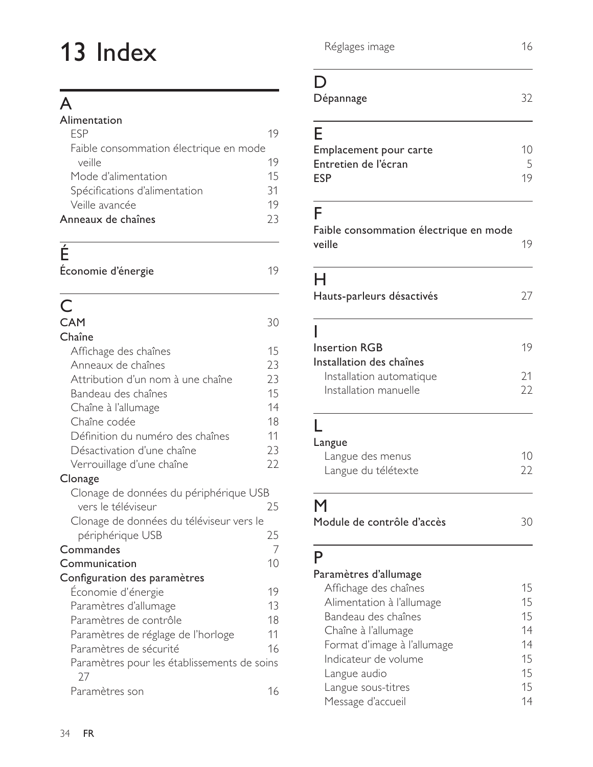# 13 Index

## A

**Alimentation**

- ESP 19
- Faible consommation électrique en mode veille 19
- Mode d'alimentation 15
- Spécifications d'alimentation 31
- Veille avancée 19

**Anneaux de chaînes** 23

## É

**Économie d'énergie** 19

## C

**CAM** 30

**Chaîne**

- Affichage des chaînes 15
- Anneaux de chaînes 23
- Attribution d'un nom à une chaîne 23
- Bandeau des chaînes 15
- Chaîne à l'allumage 14
- Chaîne codée 18
- Définition du numéro des chaînes 11
- Désactivation d'une chaîne 23
- Verrouillage d'une chaîne 22

**Clonage**

- Clonage de données du périphérique USB vers le téléviseur 25
- Clonage de données du téléviseur vers le périphérique USB 25

**Commandes** 7

**Communication** 10

**Configuration des paramètres**

- Économie d'énergie 19
- Paramètres d'allumage 13
- Paramètres de contrôle 18
- Paramètres de réglage de l'horloge 11
- Paramètres de sécurité 16
- Paramètres pour les établissements de soins 27
- Paramètres son 16
- Réglages image 16

## D

**Dépannage** 32

## E

**Emplacement pour carte** 10

**Entretien de l'écran** 5

**ESP** 19

## F

**Faible consommation électrique en mode veille** 19

## H

**Hauts-parleurs désactivés** 27

## I

**Insertion RGB** 19

**Installation des chaînes**

- Installation automatique 21
- Installation manuelle 22

## L

**Langue**

- Langue des menus 10
- Langue du télétexte 22

## M

**Module de contrôle d'accès** 30

## P

**Paramètres d'allumage**

- Affichage des chaînes 15
- Alimentation à l'allumage 15
- Bandeau des chaînes 15
- Chaîne à l'allumage 14
- Format d'image à l'allumage 14
- Indicateur de volume 15
- Langue audio 15
- Langue sous-titres 15
- Message d'accueil 14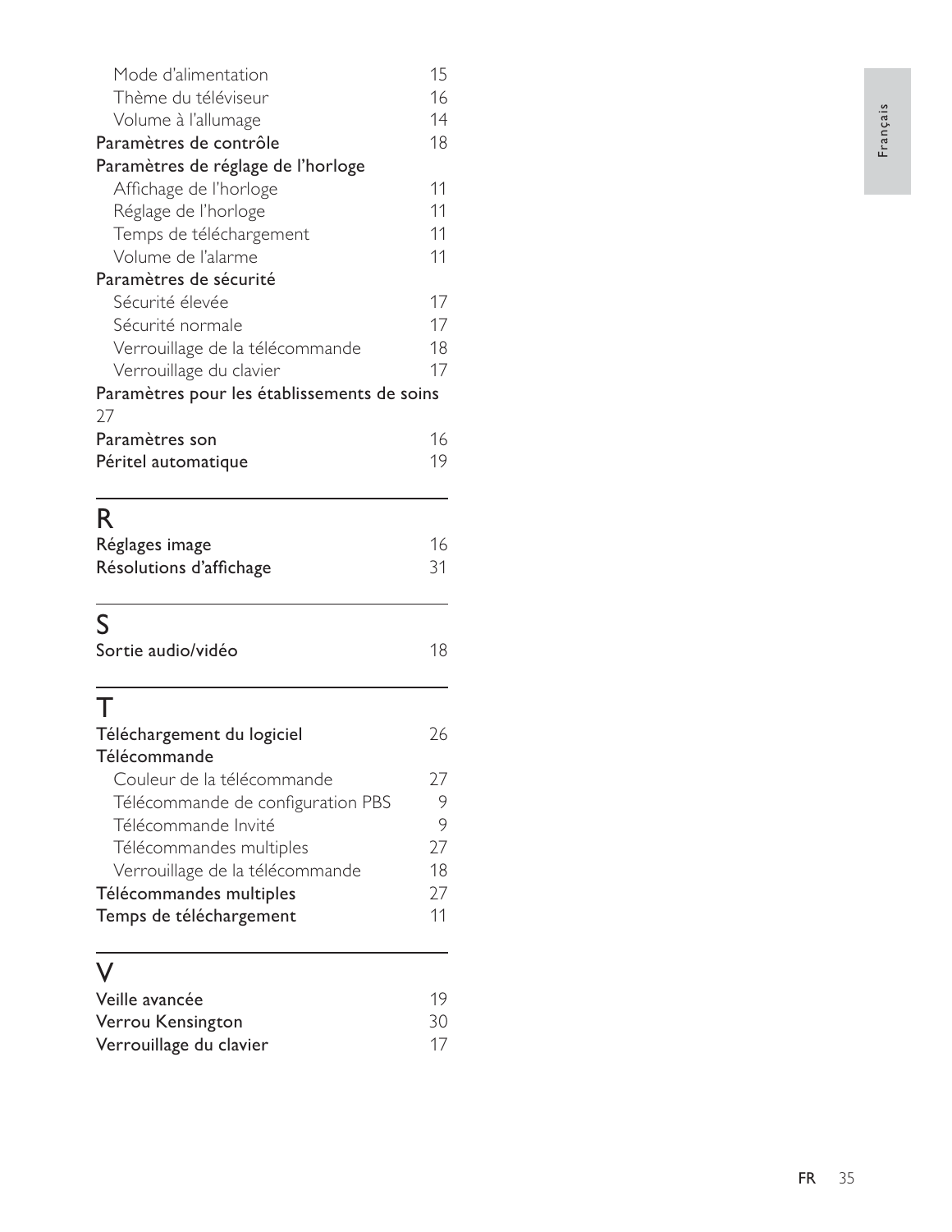Mode d'alimentation 15
Thème du téléviseur 16
Volume à l'allumage 14

**Paramètres de contrôle** 18

**Paramètres de réglage de l'horloge**

Affichage de l'horloge 11
Réglage de l'horloge 11
Temps de téléchargement 11
Volume de l'alarme 11

**Paramètres de sécurité**

Sécurité élevée 17
Sécurité normale 17
Verrouillage de la télécommande 18
Verrouillage du clavier 17

**Paramètres pour les établissements de soins** 27

**Paramètres son** 16

**Péritel automatique** 19

## R

**Réglages image** 16

**Résolutions d'affichage** 31

## S

**Sortie audio/vidéo** 18

## T

**Téléchargement du logiciel** 26

**Télécommande**

Couleur de la télécommande 27
Télécommande de configuration PBS 9
Télécommande Invité 9
Télécommandes multiples 27
Verrouillage de la télécommande 18

**Télécommandes multiples** 27

**Temps de téléchargement** 11

## V

**Veille avancée** 19

**Verrou Kensington** 30

**Verrouillage du clavier** 17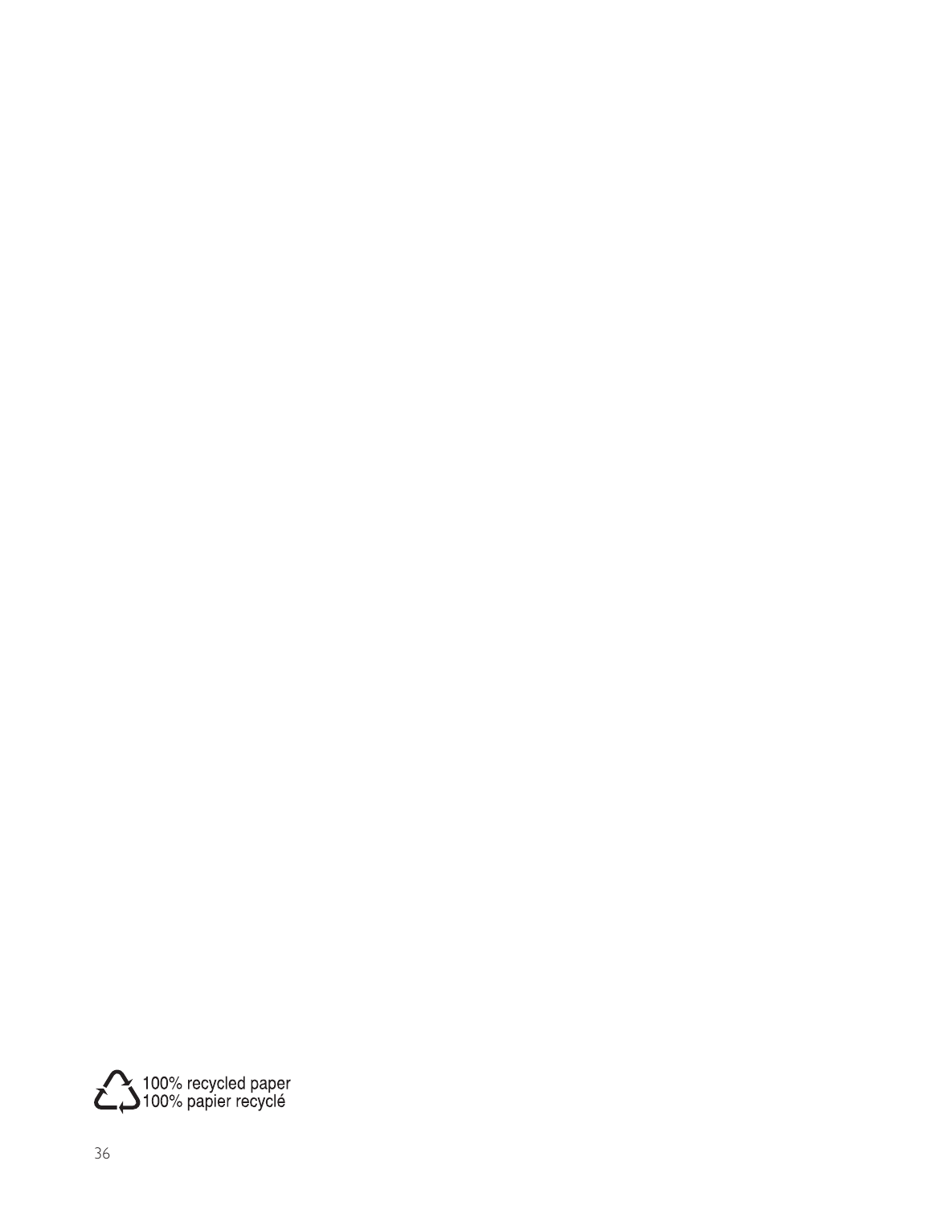100% recycled paper
100% papier recyclé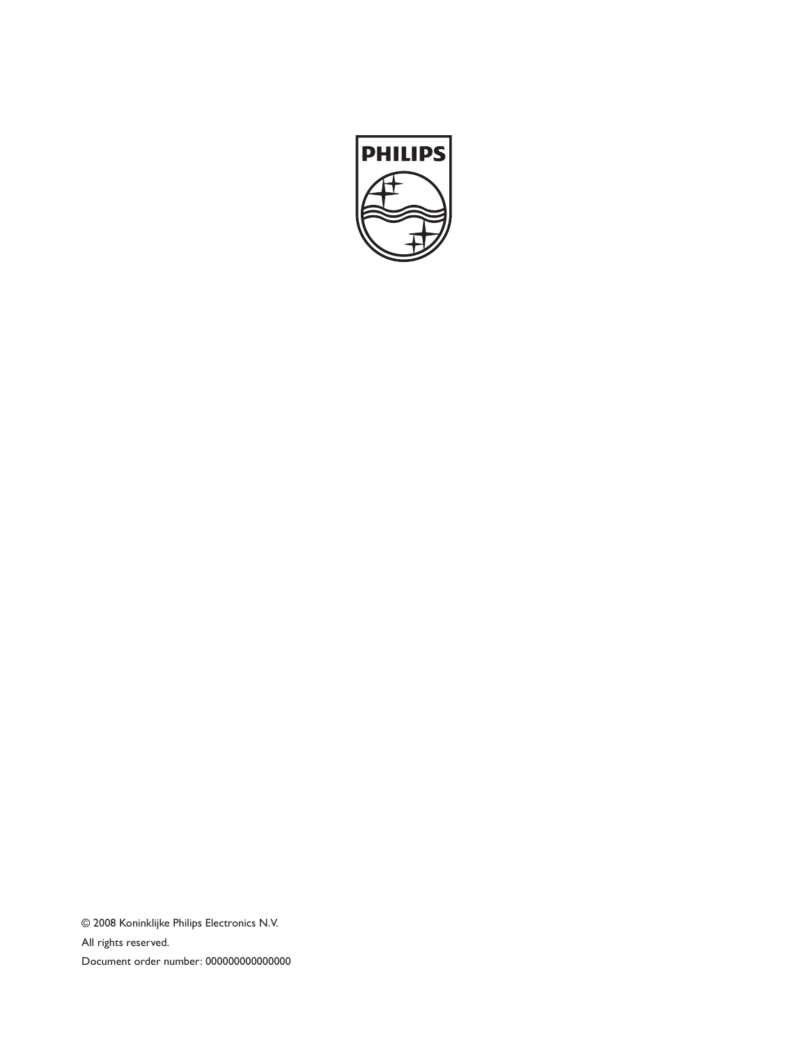PHILIPS

© 2008 Koninklijke Philips Electronics N.V.

All rights reserved.

Document order number: 000000000000000